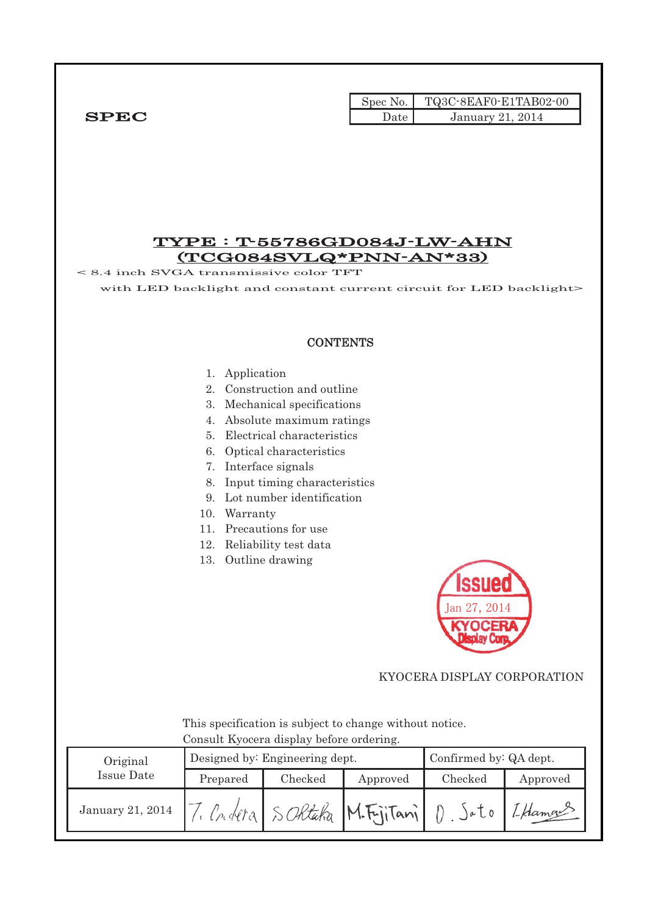**SPEC**

| Spec No. | TQ3C-8EAF0-E1TAB02-00 |
| --- | --- |
| Date | January 21, 2014 |

# TYPE : T-55786GD084J-LW-AHN (TCG084SVLQ*PNN-AN*33)

< 8.4 inch SVGA transmissive color TFT with LED backlight and constant current circuit for LED backlight>

## CONTENTS

1. Application
2. Construction and outline
3. Mechanical specifications
4. Absolute maximum ratings
5. Electrical characteristics
6. Optical characteristics
7. Interface signals
8. Input timing characteristics
9. Lot number identification
10. Warranty
11. Precautions for use
12. Reliability test data
13. Outline drawing

Issued Jan 27, 2014 KYOCERA Display Corp.

KYOCERA DISPLAY CORPORATION

This specification is subject to change without notice.
Consult Kyocera display before ordering.

| Original Issue Date | Designed by: Engineering dept. | | | Confirmed by: QA dept. | |
| --- | --- | --- | --- | --- | --- |
| | Prepared | Checked | Approved | Checked | Approved |
| January 21, 2014 | T. Ondera | S. Ohtaka | M. Fujitani | D. Sato | I. Hamano |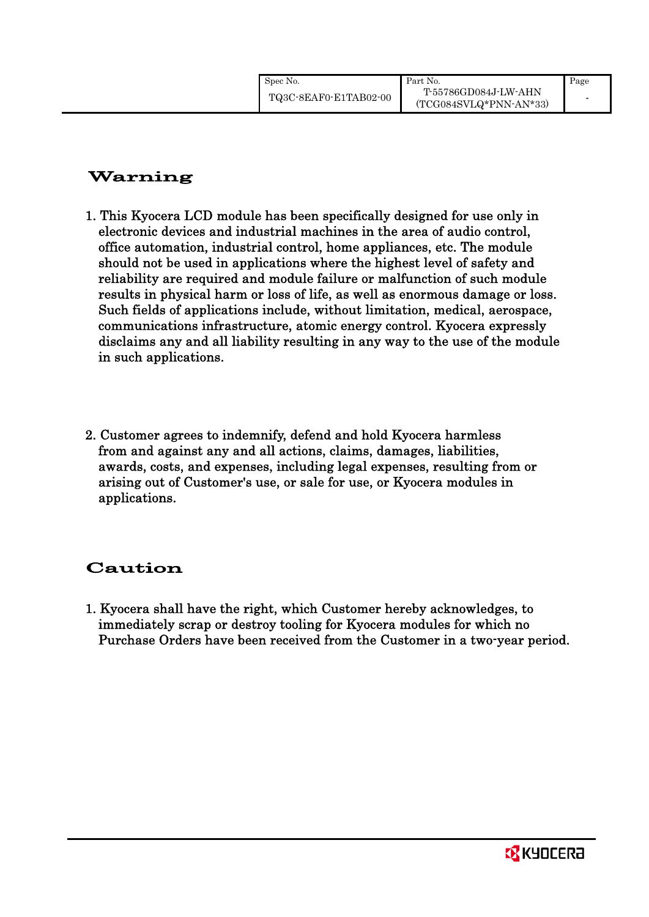# Warning

1. This Kyocera LCD module has been specifically designed for use only in electronic devices and industrial machines in the area of audio control, office automation, industrial control, home appliances, etc. The module should not be used in applications where the highest level of safety and reliability are required and module failure or malfunction of such module results in physical harm or loss of life, as well as enormous damage or loss. Such fields of applications include, without limitation, medical, aerospace, communications infrastructure, atomic energy control. Kyocera expressly disclaims any and all liability resulting in any way to the use of the module in such applications.

2. Customer agrees to indemnify, defend and hold Kyocera harmless from and against any and all actions, claims, damages, liabilities, awards, costs, and expenses, including legal expenses, resulting from or arising out of Customer's use, or sale for use, or Kyocera modules in applications.

# Caution

1. Kyocera shall have the right, which Customer hereby acknowledges, to immediately scrap or destroy tooling for Kyocera modules for which no Purchase Orders have been received from the Customer in a two-year period.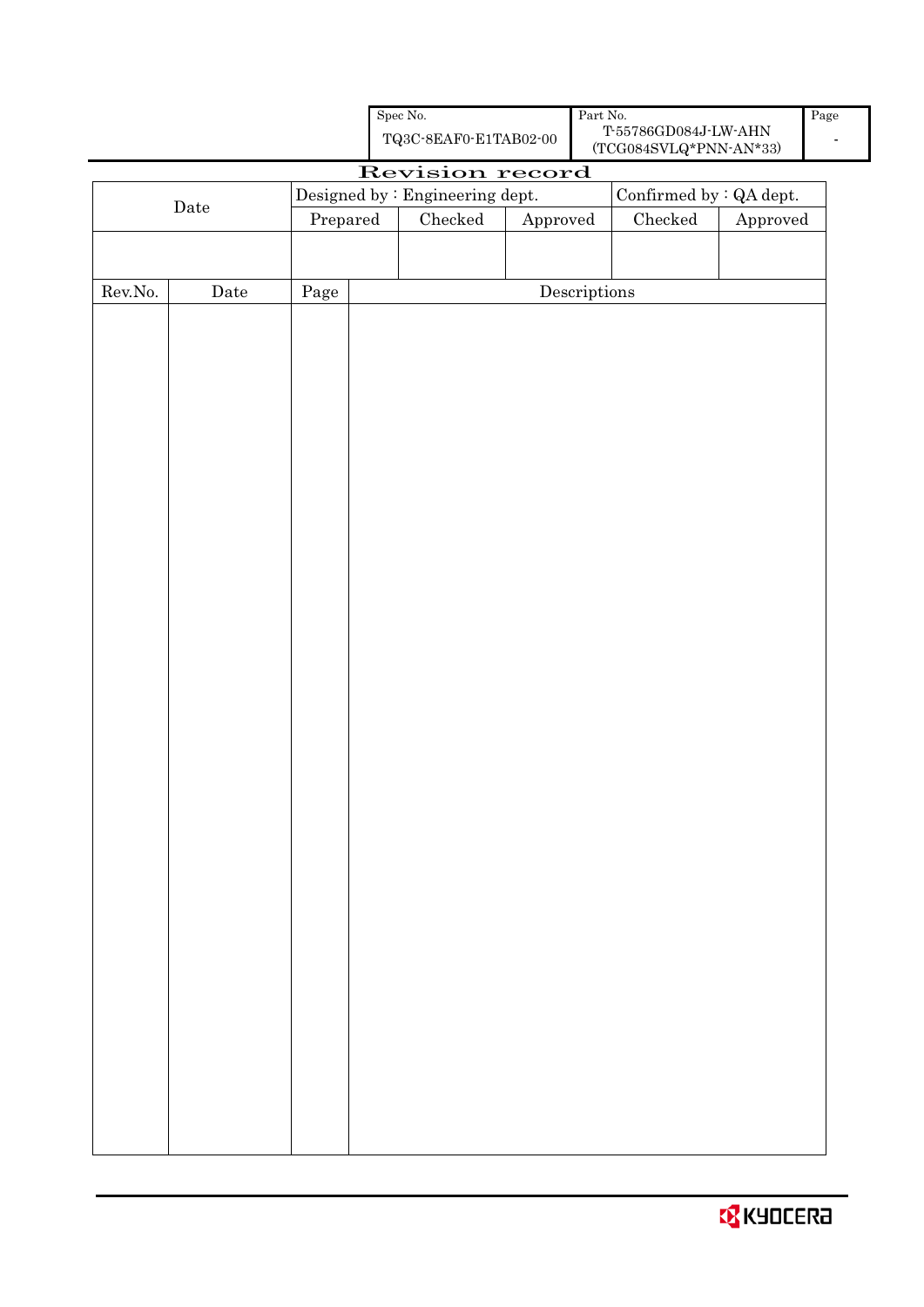| Spec No. | Part No. | Page |
|---|---|---|
| TQ3C-8EAF0-E1TAB02-00 | T-55786GD084J-LW-AHN (TCG084SVLQ*PNN-AN*33) | - |

# Revision record

| Date | Designed by : Engineering dept. | | | Confirmed by : QA dept. | |
|---|---|---|---|---|---|
| | Prepared | Checked | Approved | Checked | Approved |
| | | | | | |

| Rev.No. | Date | Page | Descriptions |
|---|---|---|---|
| | | | |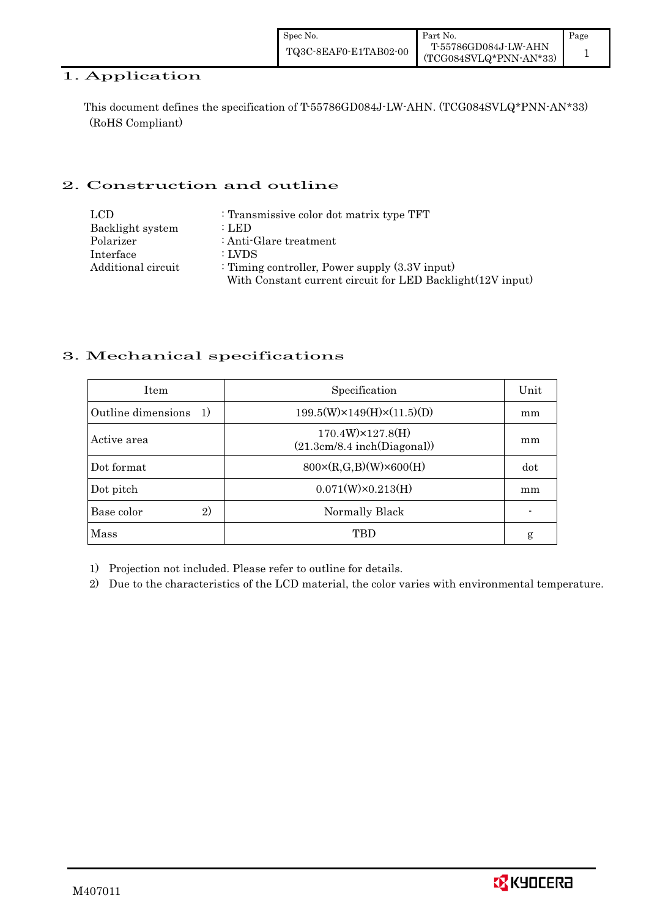# 1. Application

This document defines the specification of T-55786GD084J-LW-AHN. (TCG084SVLQ*PNN-AN*33) (RoHS Compliant)

# 2. Construction and outline

| | |
|---|---|
| LCD | : Transmissive color dot matrix type TFT |
| Backlight system | : LED |
| Polarizer | : Anti-Glare treatment |
| Interface | : LVDS |
| Additional circuit | : Timing controller, Power supply (3.3V input)<br>With Constant current circuit for LED Backlight(12V input) |

# 3. Mechanical specifications

| Item | Specification | Unit |
|---|---|---|
| Outline dimensions 1) | 199.5(W)×149(H)×(11.5)(D) | mm |
| Active area | 170.4W)×127.8(H)<br>(21.3cm/8.4 inch(Diagonal)) | mm |
| Dot format | 800×(R,G,B)(W)×600(H) | dot |
| Dot pitch | 0.071(W)×0.213(H) | mm |
| Base color 2) | Normally Black | - |
| Mass | TBD | g |

1) Projection not included. Please refer to outline for details.

2) Due to the characteristics of the LCD material, the color varies with environmental temperature.

M407011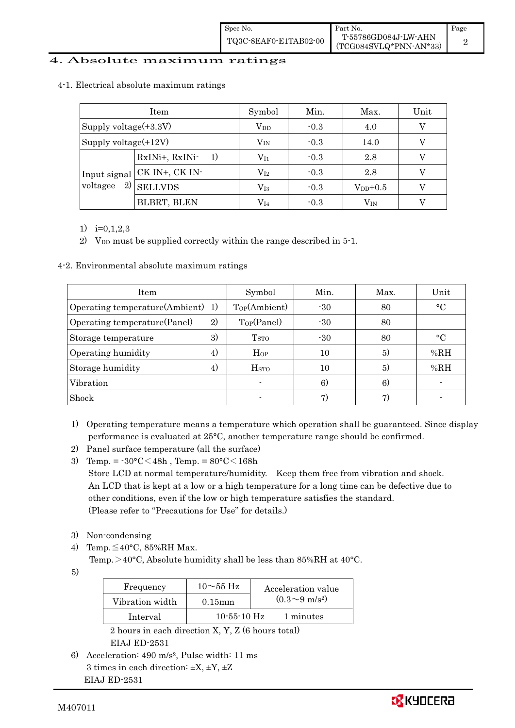# 4. Absolute maximum ratings

4-1. Electrical absolute maximum ratings

| Item | | Symbol | Min. | Max. | Unit |
|---|---|---|---|---|---|
| Supply voltage(+3.3V) | | $V_{DD}$ | -0.3 | 4.0 | V |
| Supply voltage(+12V) | | $V_{IN}$ | -0.3 | 14.0 | V |
| Input signal voltagee 2) | RxINi+, RxINi- 1) | $V_{I1}$ | -0.3 | 2.8 | V |
| | CK IN+, CK IN- | $V_{I2}$ | -0.3 | 2.8 | V |
| | SELLVDS | $V_{I3}$ | -0.3 | $V_{DD}$+0.5 | V |
| | BLBRT, BLEN | $V_{I4}$ | -0.3 | $V_{IN}$ | V |

1) i=0,1,2,3
2) $V_{DD}$ must be supplied correctly within the range described in 5-1.

4-2. Environmental absolute maximum ratings

| Item | Symbol | Min. | Max. | Unit |
|---|---|---|---|---|
| Operating temperature(Ambient) 1) | $T_{OP}$(Ambient) | -30 | 80 | °C |
| Operating temperature(Panel) 2) | $T_{OP}$(Panel) | -30 | 80 | |
| Storage temperature 3) | $T_{STO}$ | -30 | 80 | °C |
| Operating humidity 4) | $H_{OP}$ | 10 | 5) | %RH |
| Storage humidity 4) | $H_{STO}$ | 10 | 5) | %RH |
| Vibration | - | 6) | 6) | - |
| Shock | - | 7) | 7) | - |

1) Operating temperature means a temperature which operation shall be guaranteed. Since display performance is evaluated at 25°C, another temperature range should be confirmed.
2) Panel surface temperature (all the surface)
3) Temp. = -30°C<48h , Temp. = 80°C<168h
   Store LCD at normal temperature/humidity. Keep them free from vibration and shock.
   An LCD that is kept at a low or a high temperature for a long time can be defective due to other conditions, even if the low or high temperature satisfies the standard.
   (Please refer to "Precautions for Use" for details.)

3) Non-condensing
4) Temp.≦40°C, 85%RH Max.
   Temp.>40°C, Absolute humidity shall be less than 85%RH at 40°C.
5)

| Frequency | 10～55 Hz | Acceleration value ($0.3～9\ m/s^2$) |
|---|---|---|
| Vibration width | 0.15mm | |
| Interval | 10-55-10 Hz | 1 minutes |

2 hours in each direction X, Y, Z (6 hours total)
EIAJ ED-2531

6) Acceleration: 490 $m/s^2$, Pulse width: 11 ms
   3 times in each direction: ±X, ±Y, ±Z
   EIAJ ED-2531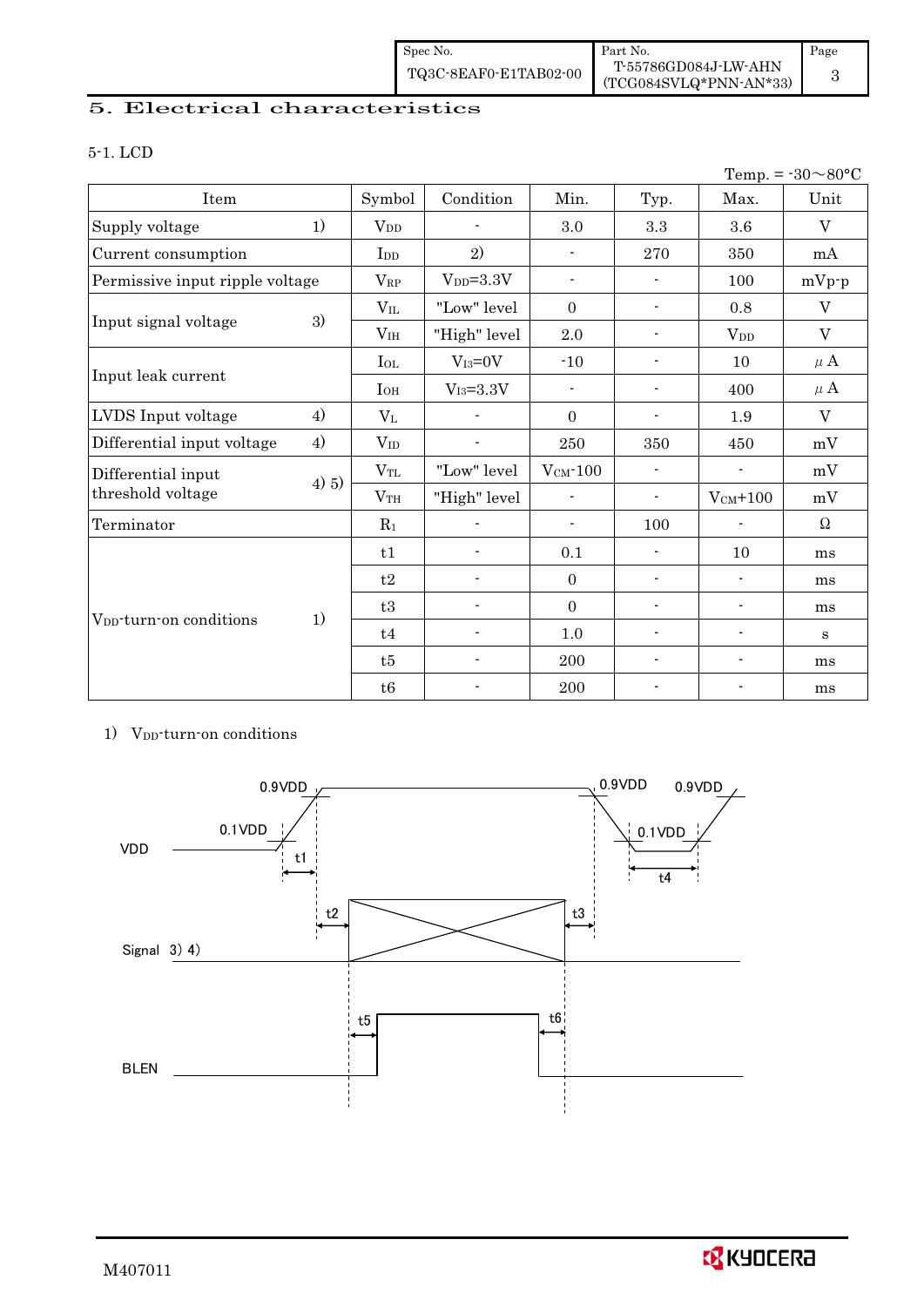## 5. Electrical characteristics

### 5-1. LCD

Temp. = -30～80°C

| Item | | Symbol | Condition | Min. | Typ. | Max. | Unit |
|---|---|---|---|---|---|---|---|
| Supply voltage | 1) | $V_{DD}$ | - | 3.0 | 3.3 | 3.6 | V |
| Current consumption | | $I_{DD}$ | 2) | - | 270 | 350 | mA |
| Permissive input ripple voltage | | $V_{RP}$ | $V_{DD}$=3.3V | - | - | 100 | mVp-p |
| Input signal voltage | 3) | $V_{IL}$ | "Low" level | 0 | - | 0.8 | V |
| | | $V_{IH}$ | "High" level | 2.0 | - | $V_{DD}$ | V |
| Input leak current | | $I_{OL}$ | $V_{I3}$=0V | -10 | - | 10 | μA |
| | | $I_{OH}$ | $V_{I3}$=3.3V | - | - | 400 | μA |
| LVDS Input voltage | 4) | $V_{L}$ | - | 0 | - | 1.9 | V |
| Differential input voltage | 4) | $V_{ID}$ | - | 250 | 350 | 450 | mV |
| Differential input threshold voltage | 4) 5) | $V_{TL}$ | "Low" level | $V_{CM}$-100 | - | - | mV |
| | | $V_{TH}$ | "High" level | - | - | $V_{CM}$+100 | mV |
| Terminator | | $R_1$ | - | - | 100 | - | Ω |
| $V_{DD}$-turn-on conditions | 1) | t1 | - | 0.1 | - | 10 | ms |
| | | t2 | - | 0 | - | - | ms |
| | | t3 | - | 0 | - | - | ms |
| | | t4 | - | 1.0 | - | - | s |
| | | t5 | - | 200 | - | - | ms |
| | | t6 | - | 200 | - | - | ms |

1) $V_{DD}$-turn-on conditions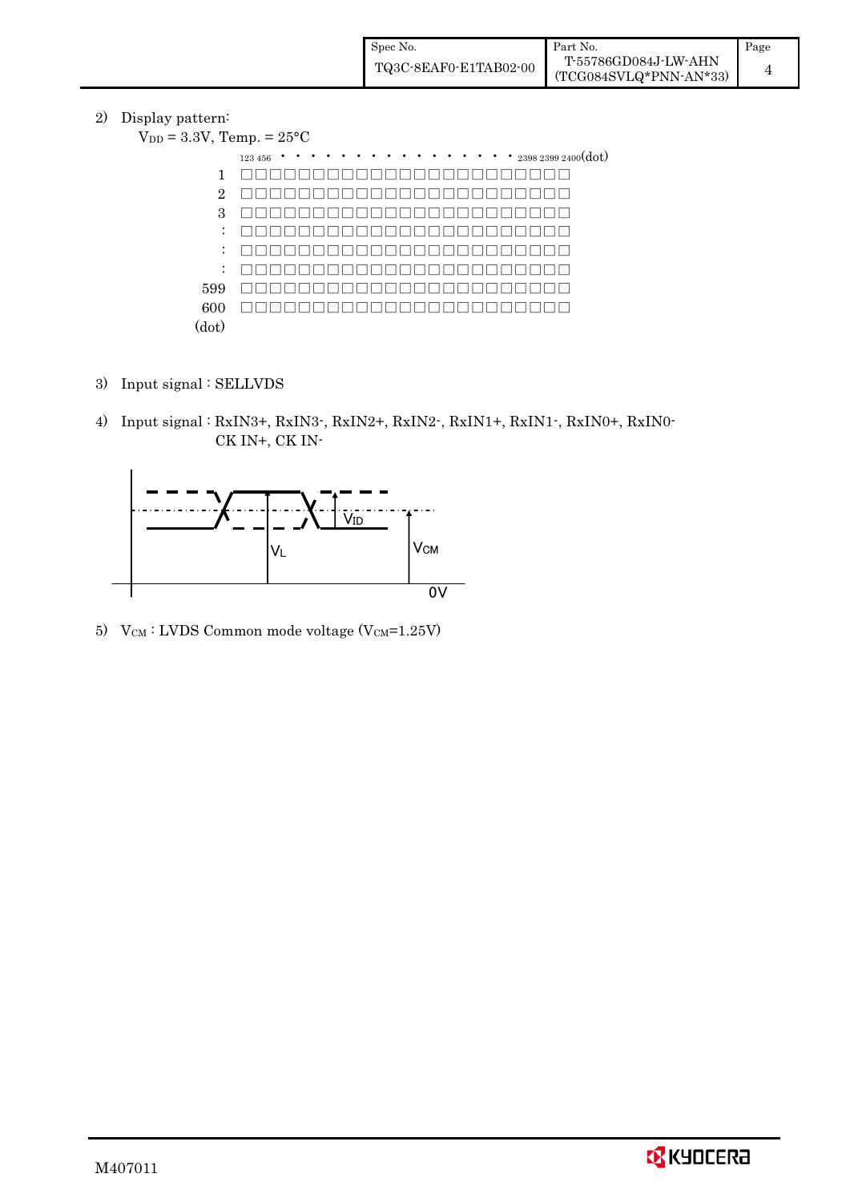2) Display pattern:

$V_{DD}$ = 3.3V, Temp. = 25°C

```
     123 456 · · · · · · · · · · · · · · · · · 2398 2399 2400(dot)
  1  □□□□□□□□□□□□□□□□□□□□□□□□
  2  □□□□□□□□□□□□□□□□□□□□□□□□
  3  □□□□□□□□□□□□□□□□□□□□□□□□
  :  □□□□□□□□□□□□□□□□□□□□□□□□
  :  □□□□□□□□□□□□□□□□□□□□□□□□
  :  □□□□□□□□□□□□□□□□□□□□□□□□
599  □□□□□□□□□□□□□□□□□□□□□□□□
600  □□□□□□□□□□□□□□□□□□□□□□□□
(dot)
```

3) Input signal : SELLVDS

4) Input signal : RxIN3+, RxIN3-, RxIN2+, RxIN2-, RxIN1+, RxIN1-, RxIN0+, RxIN0-
   CK IN+, CK IN-

$V_{ID}$

$V_L$

$V_{CM}$

0V

5) $V_{CM}$ : LVDS Common mode voltage ($V_{CM}$=1.25V)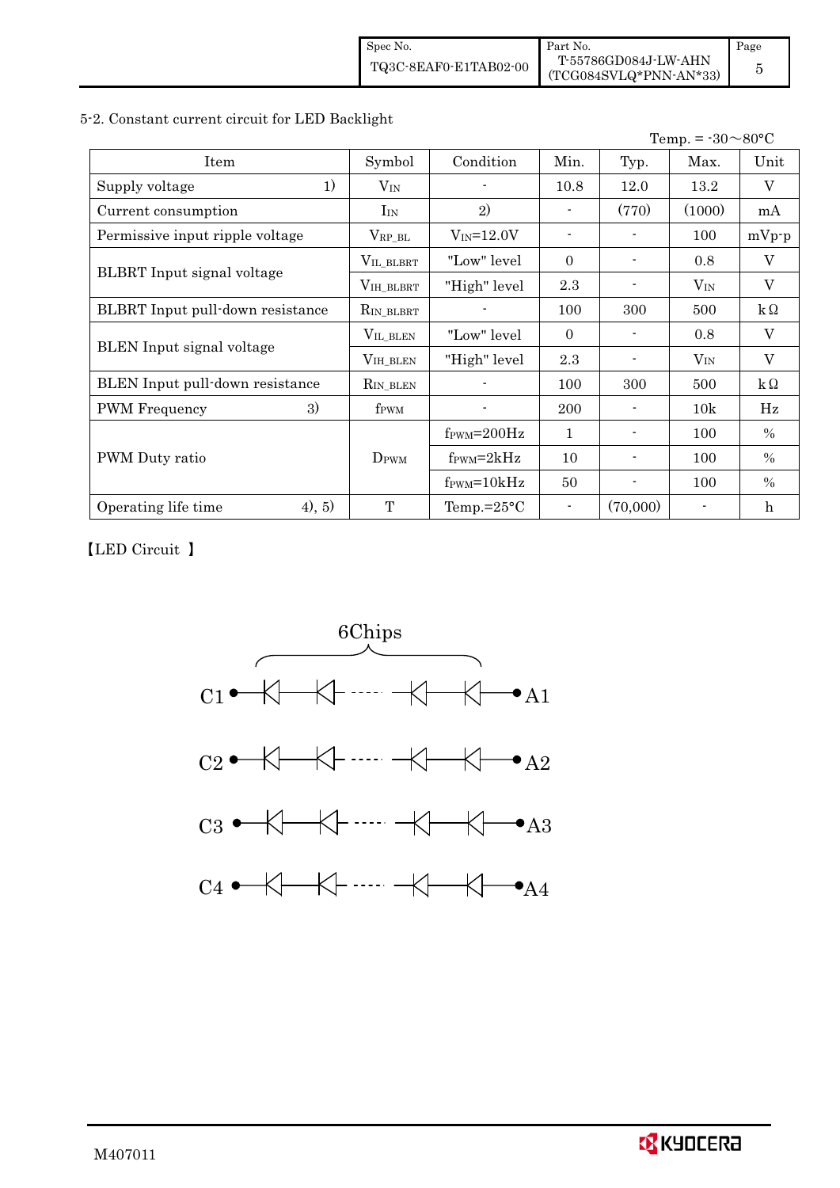### 5-2. Constant current circuit for LED Backlight

Temp. = -30～80°C

| Item | | Symbol | Condition | Min. | Typ. | Max. | Unit |
|---|---|---|---|---|---|---|---|
| Supply voltage | 1) | $V_{IN}$ | - | 10.8 | 12.0 | 13.2 | V |
| Current consumption | | $I_{IN}$ | 2) | - | (770) | (1000) | mA |
| Permissive input ripple voltage | | $V_{RP\_BL}$ | $V_{IN}$=12.0V | - | - | 100 | mVp-p |
| BLBRT Input signal voltage | | $V_{IL\_BLBRT}$ | "Low" level | 0 | - | 0.8 | V |
| | | $V_{IH\_BLBRT}$ | "High" level | 2.3 | - | $V_{IN}$ | V |
| BLBRT Input pull-down resistance | | $R_{IN\_BLBRT}$ | - | 100 | 300 | 500 | kΩ |
| BLEN Input signal voltage | | $V_{IL\_BLEN}$ | "Low" level | 0 | - | 0.8 | V |
| | | $V_{IH\_BLEN}$ | "High" level | 2.3 | - | $V_{IN}$ | V |
| BLEN Input pull-down resistance | | $R_{IN\_BLEN}$ | - | 100 | 300 | 500 | kΩ |
| PWM Frequency | 3) | $f_{PWM}$ | - | 200 | - | 10k | Hz |
| PWM Duty ratio | | $D_{PWM}$ | $f_{PWM}$=200Hz | 1 | - | 100 | % |
| | | | $f_{PWM}$=2kHz | 10 | - | 100 | % |
| | | | $f_{PWM}$=10kHz | 50 | - | 100 | % |
| Operating life time | 4), 5) | T | Temp.=25°C | - | (70,000) | - | h |

【LED Circuit 】

6Chips

C1 ● —|◁—|◁— ----- —|◁—|◁— ● A1

C2 ● —|◁—|◁— ----- —|◁—|◁— ● A2

C3 ● —|◁—|◁— ----- —|◁—|◁— ● A3

C4 ● —|◁—|◁— ----- —|◁—|◁— ● A4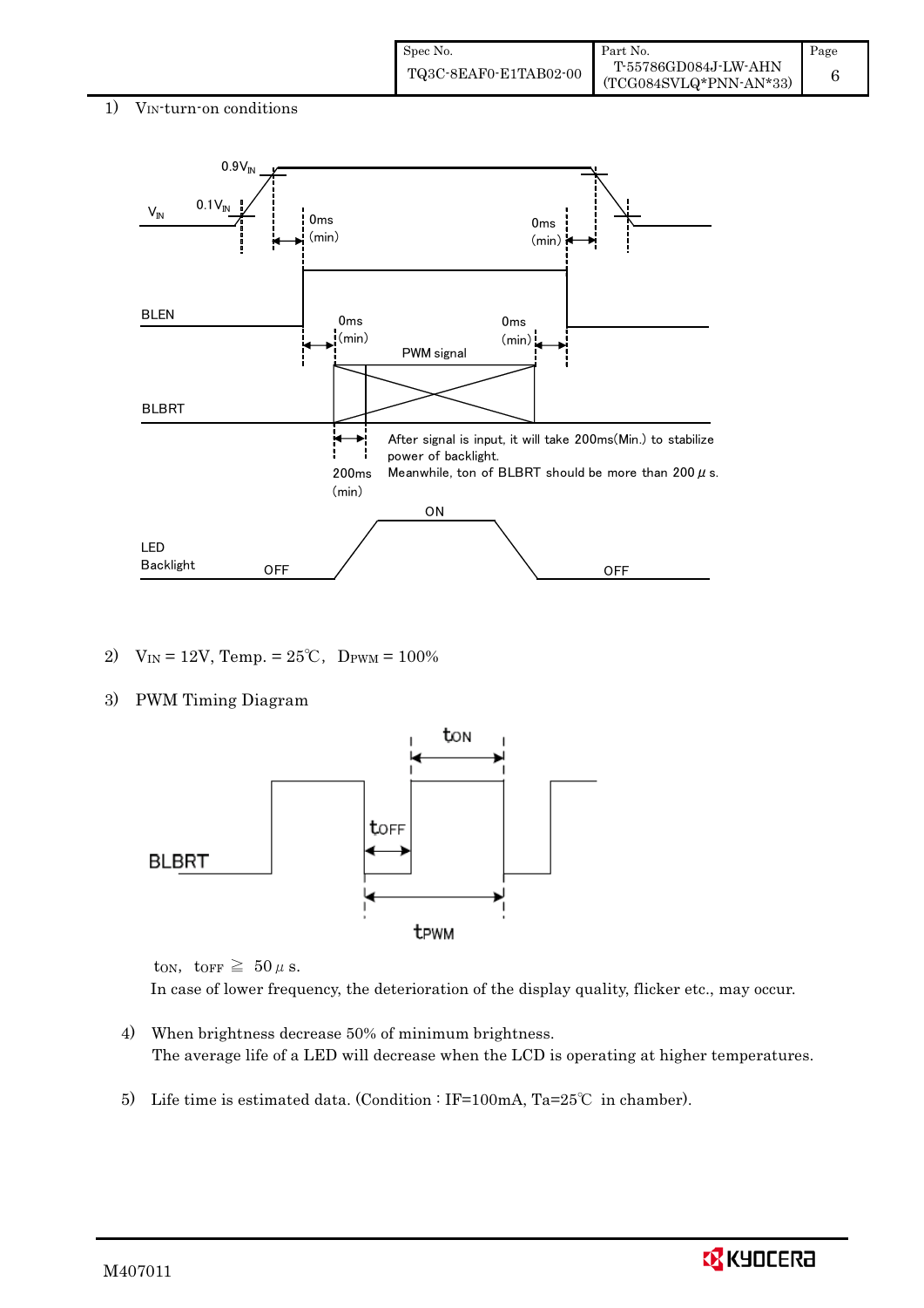1) $V_{IN}$-turn-on conditions

2) $V_{IN}$ = 12V, Temp. = 25℃, $D_{PWM}$ = 100%

3) PWM Timing Diagram

$t_{ON}$, $t_{OFF}$ ≧ 50 $\mu$ s.

In case of lower frequency, the deterioration of the display quality, flicker etc., may occur.

4) When brightness decrease 50% of minimum brightness.
The average life of a LED will decrease when the LCD is operating at higher temperatures.

5) Life time is estimated data. (Condition : IF=100mA, Ta=25℃ in chamber).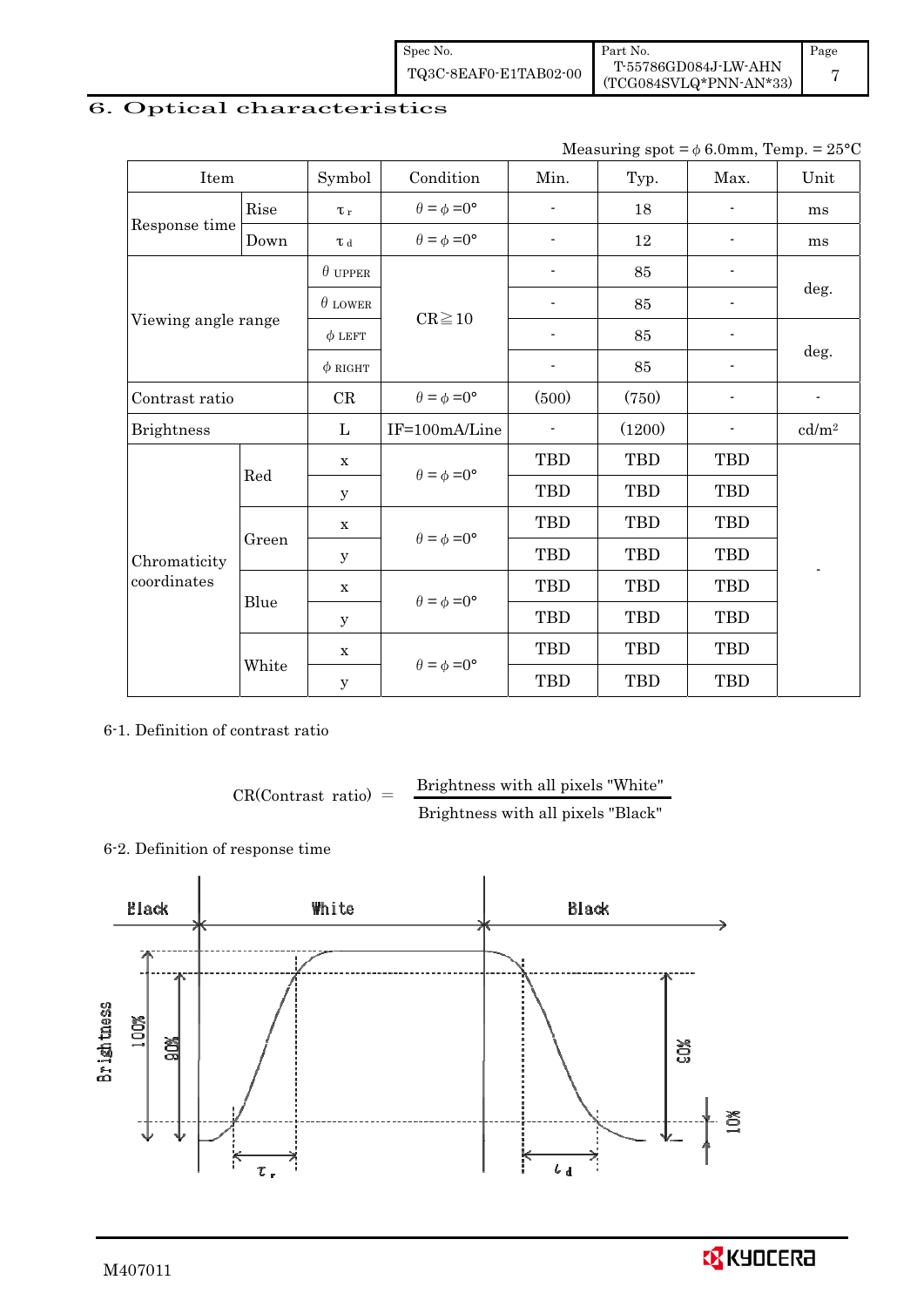## 6. Optical characteristics

Measuring spot = ϕ 6.0mm, Temp. = 25°C

| Item | | Symbol | Condition | Min. | Typ. | Max. | Unit |
|---|---|---|---|---|---|---|---|
| Response time | Rise | $\tau_r$ | $\theta = \phi = 0°$ | - | 18 | - | ms |
| | Down | $\tau_d$ | $\theta = \phi = 0°$ | - | 12 | - | ms |
| Viewing angle range | | $\theta$ UPPER | CR≧10 | - | 85 | - | deg. |
| | | $\theta$ LOWER | | - | 85 | - | |
| | | $\phi$ LEFT | | - | 85 | - | deg. |
| | | $\phi$ RIGHT | | - | 85 | - | |
| Contrast ratio | | CR | $\theta = \phi = 0°$ | (500) | (750) | - | - |
| Brightness | | L | IF=100mA/Line | - | (1200) | - | cd/m² |
| Chromaticity coordinates | Red | x | $\theta = \phi = 0°$ | TBD | TBD | TBD | - |
| | | y | | TBD | TBD | TBD | |
| | Green | x | $\theta = \phi = 0°$ | TBD | TBD | TBD | |
| | | y | | TBD | TBD | TBD | |
| | Blue | x | $\theta = \phi = 0°$ | TBD | TBD | TBD | |
| | | y | | TBD | TBD | TBD | |
| | White | x | $\theta = \phi = 0°$ | TBD | TBD | TBD | |
| | | y | | TBD | TBD | TBD | |

6-1. Definition of contrast ratio

$$CR(\text{Contrast ratio}) = \frac{\text{Brightness with all pixels "White"}}{\text{Brightness with all pixels "Black"}}$$

6-2. Definition of response time

Black | White | Black

Brightness 100% 90% 10% $\tau_r$ $\tau_d$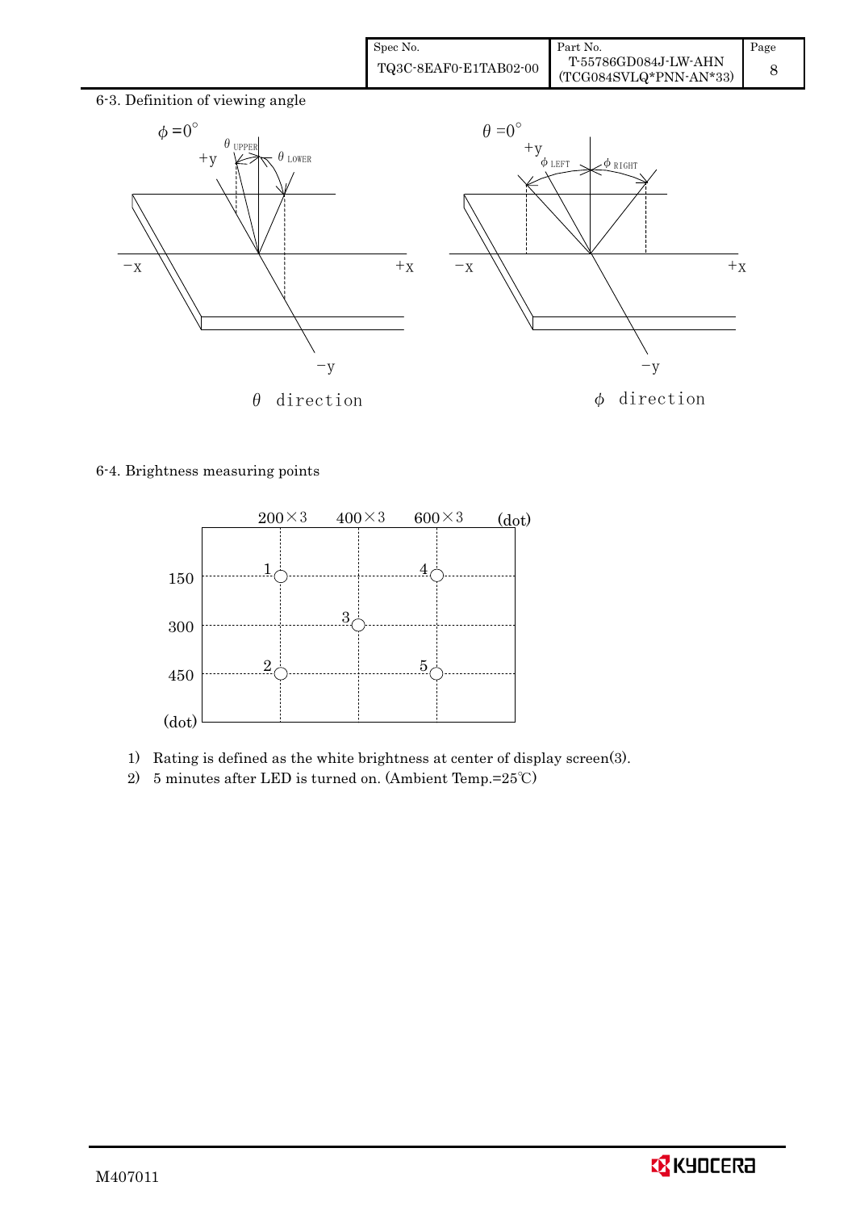6-3. Definition of viewing angle

$\phi = 0°$

$\theta_{UPPER}$ $\theta_{LOWER}$

$\theta$ direction

$\theta = 0°$

$\phi_{LEFT}$ $\phi_{RIGHT}$

$\phi$ direction

6-4. Brightness measuring points

| (dot) | 200×3 | 400×3 | 600×3 |
|---|---|---|---|
| 150 | 1 | | 4 |
| 300 | | 3 | |
| 450 | 2 | | 5 |

1) Rating is defined as the white brightness at center of display screen(3).
2) 5 minutes after LED is turned on. (Ambient Temp.=25℃)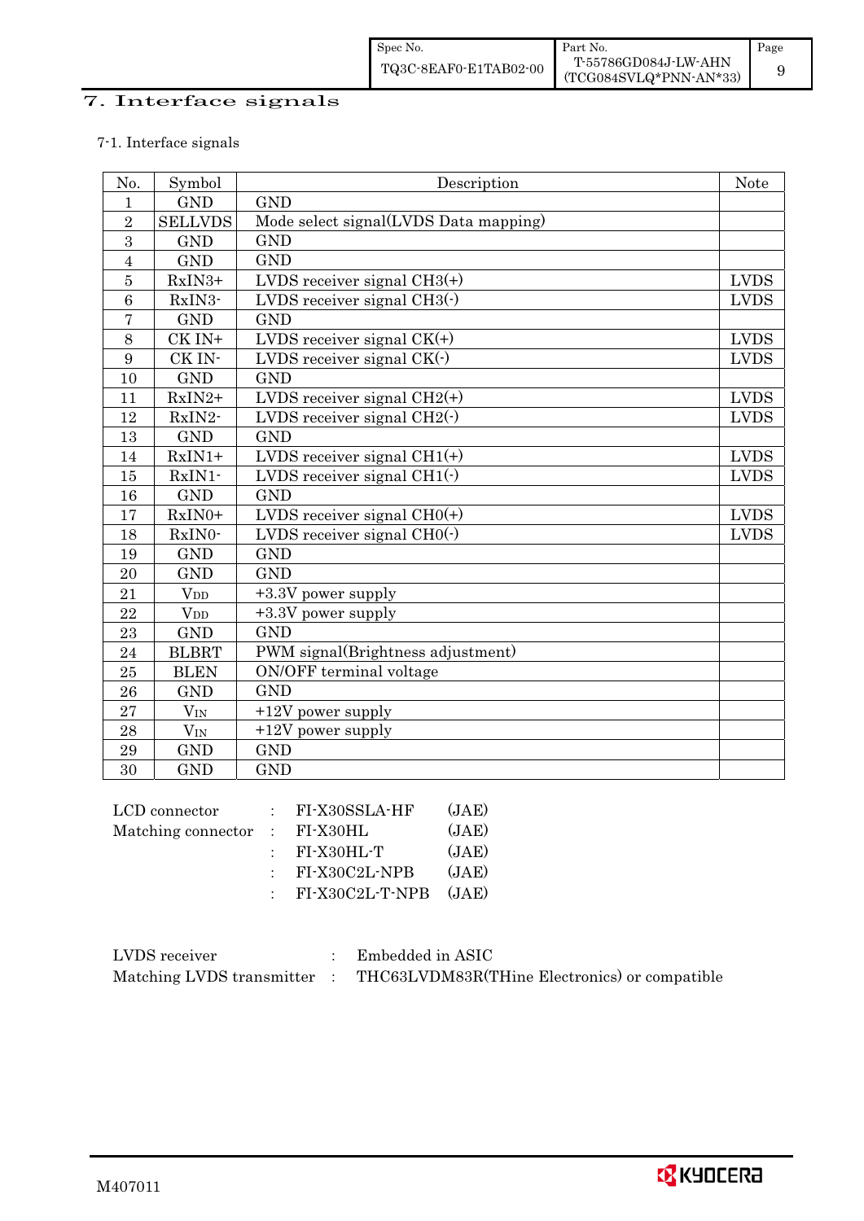# 7. Interface signals

7-1. Interface signals

| No. | Symbol | Description | Note |
|---|---|---|---|
| 1 | GND | GND | |
| 2 | SELLVDS | Mode select signal(LVDS Data mapping) | |
| 3 | GND | GND | |
| 4 | GND | GND | |
| 5 | RxIN3+ | LVDS receiver signal CH3(+) | LVDS |
| 6 | RxIN3- | LVDS receiver signal CH3(-) | LVDS |
| 7 | GND | GND | |
| 8 | CK IN+ | LVDS receiver signal CK(+) | LVDS |
| 9 | CK IN- | LVDS receiver signal CK(-) | LVDS |
| 10 | GND | GND | |
| 11 | RxIN2+ | LVDS receiver signal CH2(+) | LVDS |
| 12 | RxIN2- | LVDS receiver signal CH2(-) | LVDS |
| 13 | GND | GND | |
| 14 | RxIN1+ | LVDS receiver signal CH1(+) | LVDS |
| 15 | RxIN1- | LVDS receiver signal CH1(-) | LVDS |
| 16 | GND | GND | |
| 17 | RxIN0+ | LVDS receiver signal CH0(+) | LVDS |
| 18 | RxIN0- | LVDS receiver signal CH0(-) | LVDS |
| 19 | GND | GND | |
| 20 | GND | GND | |
| 21 | $V_{DD}$ | +3.3V power supply | |
| 22 | $V_{DD}$ | +3.3V power supply | |
| 23 | GND | GND | |
| 24 | BLBRT | PWM signal(Brightness adjustment) | |
| 25 | BLEN | ON/OFF terminal voltage | |
| 26 | GND | GND | |
| 27 | $V_{IN}$ | +12V power supply | |
| 28 | $V_{IN}$ | +12V power supply | |
| 29 | GND | GND | |
| 30 | GND | GND | |

LCD connector : FI-X30SSLA-HF (JAE)
Matching connector : FI-X30HL (JAE)
: FI-X30HL-T (JAE)
: FI-X30C2L-NPB (JAE)
: FI-X30C2L-T-NPB (JAE)

LVDS receiver : Embedded in ASIC
Matching LVDS transmitter : THC63LVDM83R(THine Electronics) or compatible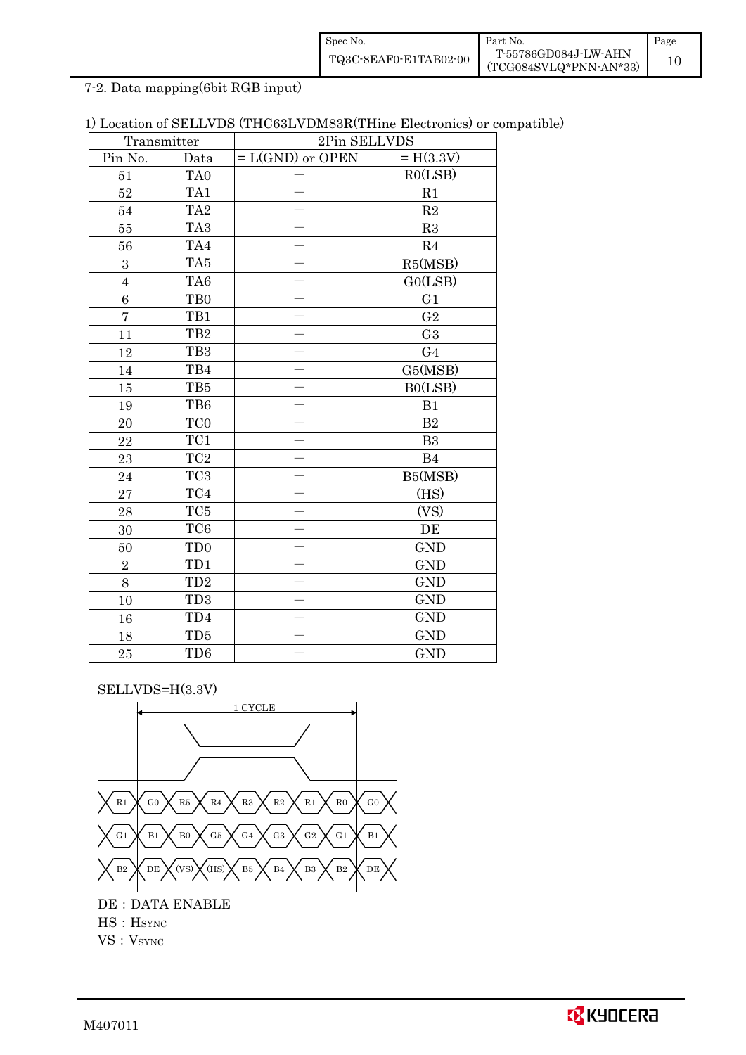7-2. Data mapping(6bit RGB input)

1) Location of SELLVDS (THC63LVDM83R(THine Electronics) or compatible)

| Transmitter | | 2Pin SELLVDS | |
|---|---|---|---|
| Pin No. | Data | = L(GND) or OPEN | = H(3.3V) |
| 51 | TA0 | — | R0(LSB) |
| 52 | TA1 | — | R1 |
| 54 | TA2 | — | R2 |
| 55 | TA3 | — | R3 |
| 56 | TA4 | — | R4 |
| 3 | TA5 | — | R5(MSB) |
| 4 | TA6 | — | G0(LSB) |
| 6 | TB0 | — | G1 |
| 7 | TB1 | — | G2 |
| 11 | TB2 | — | G3 |
| 12 | TB3 | — | G4 |
| 14 | TB4 | — | G5(MSB) |
| 15 | TB5 | — | B0(LSB) |
| 19 | TB6 | — | B1 |
| 20 | TC0 | — | B2 |
| 22 | TC1 | — | B3 |
| 23 | TC2 | — | B4 |
| 24 | TC3 | — | B5(MSB) |
| 27 | TC4 | — | (HS) |
| 28 | TC5 | — | (VS) |
| 30 | TC6 | — | DE |
| 50 | TD0 | — | GND |
| 2 | TD1 | — | GND |
| 8 | TD2 | — | GND |
| 10 | TD3 | — | GND |
| 16 | TD4 | — | GND |
| 18 | TD5 | — | GND |
| 25 | TD6 | — | GND |

SELLVDS=H(3.3V)

1 CYCLE

R1 | G0 | R5 | R4 | R3 | R2 | R1 | R0 | G0

G1 | B1 | B0 | G5 | G4 | G3 | G2 | G1 | B1

B2 | DE | (VS) | (HS) | B5 | B4 | B3 | B2 | DE

DE : DATA ENABLE

HS : HSYNC

VS : VSYNC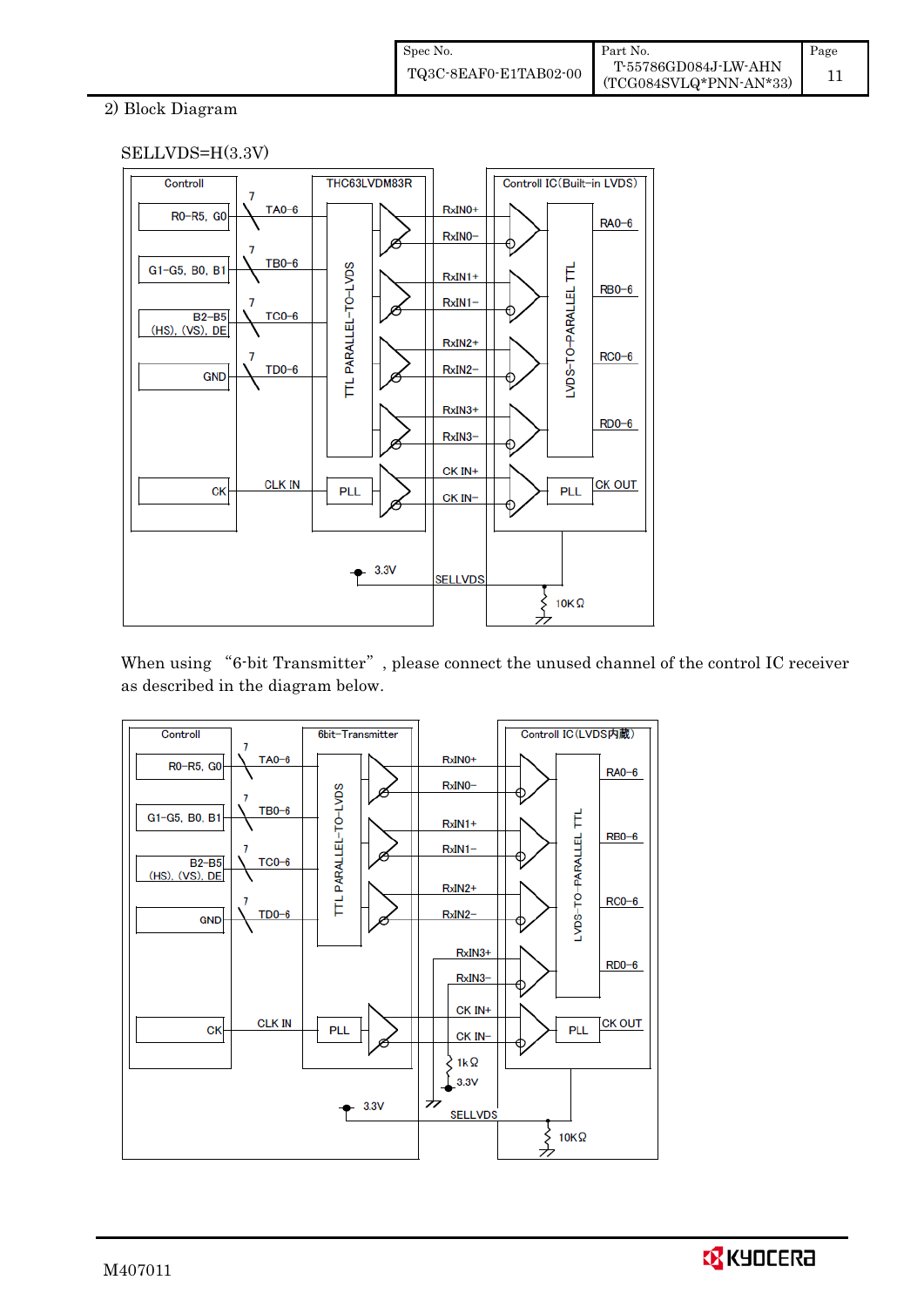2) Block Diagram

SELLVDS=H(3.3V)

Controll | THC63LVDM83R | Controll IC(Built-in LVDS)

R0–R5, G0 — 7 — TA0–6 — RxIN0+ / RxIN0− — RA0–6

G1–G5, B0, B1 — 7 — TB0–6 — RxIN1+ / RxIN1− — RB0–6

B2–B5 (HS), (VS), DE — 7 — TC0–6 — RxIN2+ / RxIN2− — RC0–6

GND — 7 — TD0–6 — RxIN3+ / RxIN3− — RD0–6

CK — CLK IN — PLL — CK IN+ / CK IN− — PLL — CK OUT

TTL PARALLEL-TO-LVDS | LVDS-TO-PARALLEL TTL

3.3V — SELLVDS — 10KΩ

When using "6-bit Transmitter", please connect the unused channel of the control IC receiver as described in the diagram below.

Controll | 6bit-Transmitter | Controll IC(LVDS内蔵)

R0–R5, G0 — 7 — TA0–6 — RxIN0+ / RxIN0− — RA0–6

G1–G5, B0, B1 — 7 — TB0–6 — RxIN1+ / RxIN1− — RB0–6

B2–B5 (HS), (VS), DE — 7 — TC0–6 — RxIN2+ / RxIN2− — RC0–6

GND — 7 — TD0–6 — RxIN3+ / RxIN3− — RD0–6

CK — CLK IN — PLL — CK IN+ / CK IN− — PLL — CK OUT

TTL PARALLEL-TO-LVDS | LVDS-TO-PARALLEL TTL

1kΩ — 3.3V

3.3V — SELLVDS — 10KΩ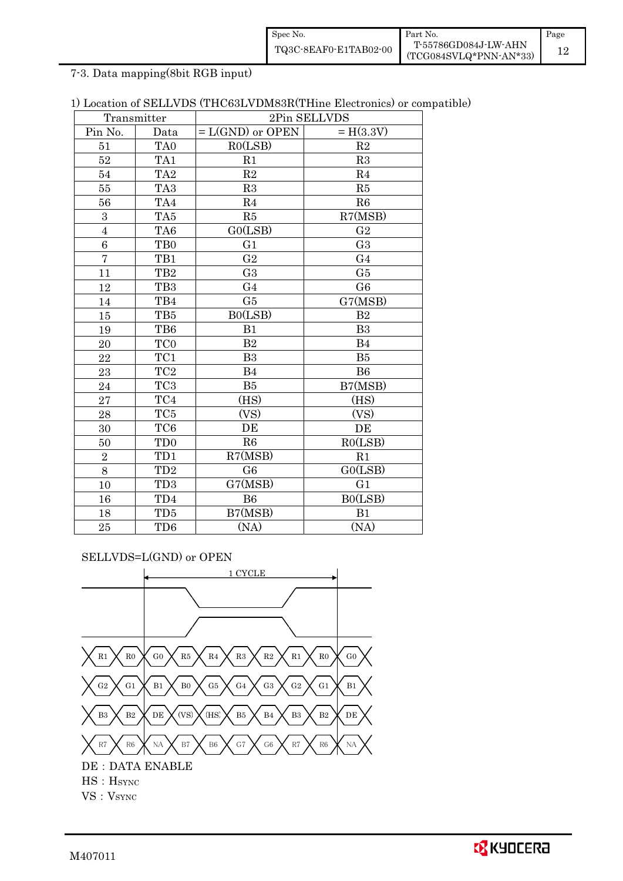## 7-3. Data mapping(8bit RGB input)

1) Location of SELLVDS (THC63LVDM83R(THine Electronics) or compatible)

| Transmitter | | 2Pin SELLVDS | |
|---|---|---|---|
| Pin No. | Data | = L(GND) or OPEN | = H(3.3V) |
| 51 | TA0 | R0(LSB) | R2 |
| 52 | TA1 | R1 | R3 |
| 54 | TA2 | R2 | R4 |
| 55 | TA3 | R3 | R5 |
| 56 | TA4 | R4 | R6 |
| 3 | TA5 | R5 | R7(MSB) |
| 4 | TA6 | G0(LSB) | G2 |
| 6 | TB0 | G1 | G3 |
| 7 | TB1 | G2 | G4 |
| 11 | TB2 | G3 | G5 |
| 12 | TB3 | G4 | G6 |
| 14 | TB4 | G5 | G7(MSB) |
| 15 | TB5 | B0(LSB) | B2 |
| 19 | TB6 | B1 | B3 |
| 20 | TC0 | B2 | B4 |
| 22 | TC1 | B3 | B5 |
| 23 | TC2 | B4 | B6 |
| 24 | TC3 | B5 | B7(MSB) |
| 27 | TC4 | (HS) | (HS) |
| 28 | TC5 | (VS) | (VS) |
| 30 | TC6 | DE | DE |
| 50 | TD0 | R6 | R0(LSB) |
| 2 | TD1 | R7(MSB) | R1 |
| 8 | TD2 | G6 | G0(LSB) |
| 10 | TD3 | G7(MSB) | G1 |
| 16 | TD4 | B6 | B0(LSB) |
| 18 | TD5 | B7(MSB) | B1 |
| 25 | TD6 | (NA) | (NA) |

SELLVDS=L(GND) or OPEN

1 CYCLE

| | | | | | | | | | |
|---|---|---|---|---|---|---|---|---|---|
| R1 | R0 | G0 | R5 | R4 | R3 | R2 | R1 | R0 | G0 |
| G2 | G1 | B1 | B0 | G5 | G4 | G3 | G2 | G1 | B1 |
| B3 | B2 | DE | (VS) | (HS) | B5 | B4 | B3 | B2 | DE |
| R7 | R6 | NA | B7 | B6 | G7 | G6 | R7 | R6 | NA |

DE : DATA ENABLE

HS : $H_{SYNC}$

VS : $V_{SYNC}$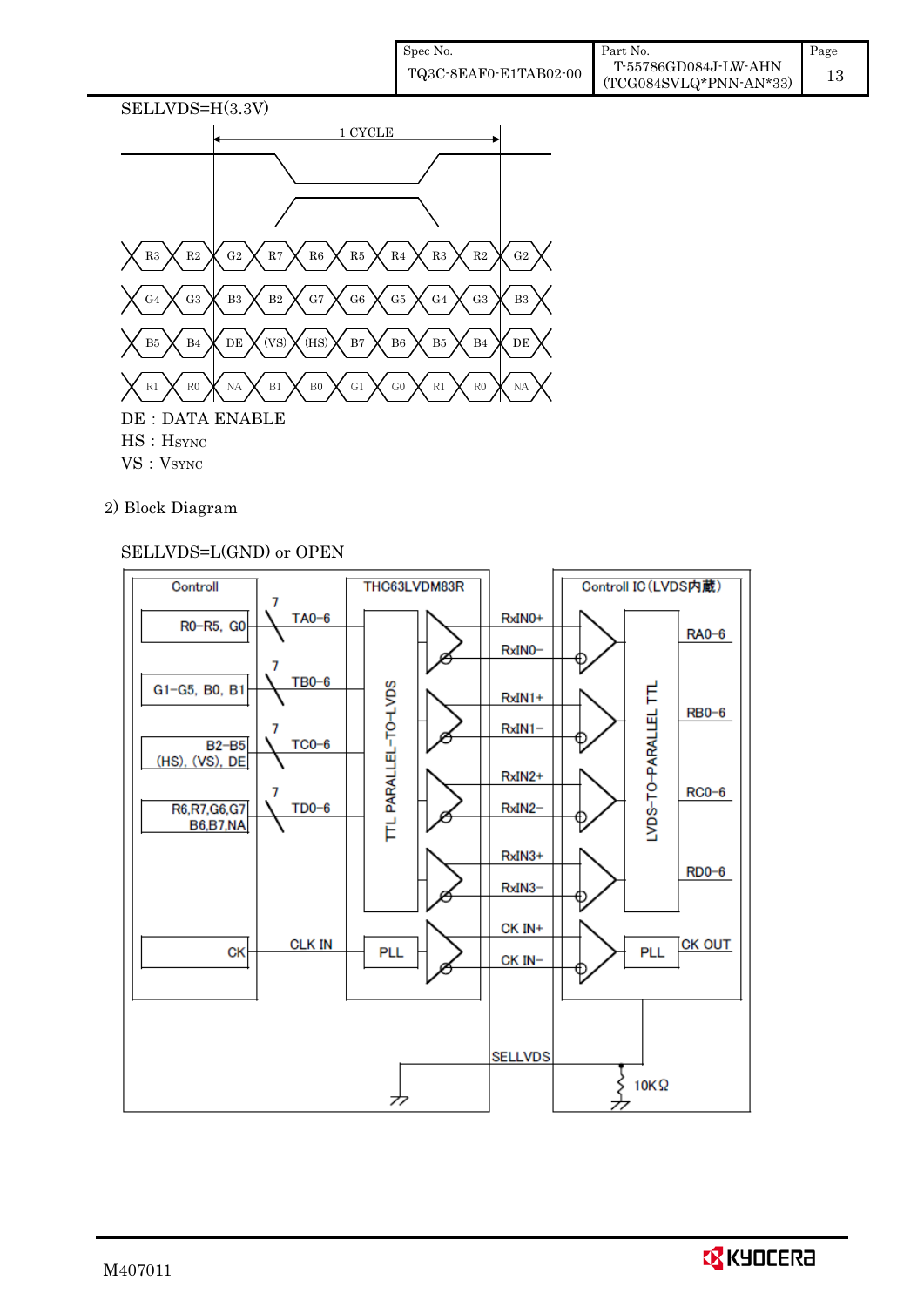SELLVDS=H(3.3V)

| 1 CYCLE | | | | | | | | | | |
|---|---|---|---|---|---|---|---|---|---|---|
| R3 | R2 | G2 | R7 | R6 | R5 | R4 | R3 | R2 | G2 |
| G4 | G3 | B3 | B2 | G7 | G6 | G5 | G4 | G3 | B3 |
| B5 | B4 | DE | (VS) | (HS) | B7 | B6 | B5 | B4 | DE |
| R1 | R0 | NA | B1 | B0 | G1 | G0 | R1 | R0 | NA |

DE : DATA ENABLE
HS : HSYNC
VS : VSYNC

2) Block Diagram

SELLVDS=L(GND) or OPEN

Controll:
- R0-R5, G0 → 7 → TA0-6
- G1-G5, B0, B1 → 7 → TB0-6
- B2-B5 (HS), (VS), DE → 7 → TC0-6
- R6,R7,G6,G7 B6,B7,NA → 7 → TD0-6
- CK → CLK IN

THC63LVDM83R: TTL PARALLEL-TO-LVDS, PLL

Signals: RxIN0+, RxIN0−, RxIN1+, RxIN1−, RxIN2+, RxIN2−, RxIN3+, RxIN3−, CK IN+, CK IN−

Controll IC (LVDS内蔵): LVDS-TO-PARALLEL TTL, PLL
- RA0-6
- RB0-6
- RC0-6
- RD0-6
- CK OUT

SELLVDS, 10KΩ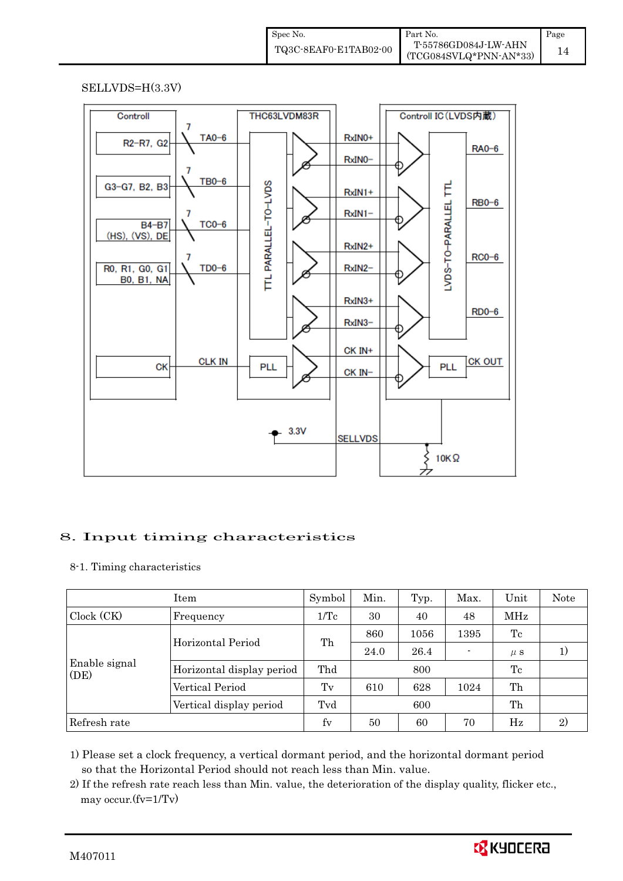SELLVDS=H(3.3V)

Controll | THC63LVDM83R | Controll IC（LVDS内蔵）

R2–R7, G2 — 7 — TA0–6 → RxIN0+ / RxIN0− → RA0–6

G3–G7, B2, B3 — 7 — TB0–6 → RxIN1+ / RxIN1− → RB0–6

B4–B7 (HS), (VS), DE — 7 — TC0–6 → RxIN2+ / RxIN2− → RC0–6

R0, R1, G0, G1 B0, B1, NA — 7 — TD0–6 → RxIN3+ / RxIN3− → RD0–6

CK — CLK IN → PLL → CK IN+ / CK IN− → PLL → CK OUT

TTL PARALLEL–TO–LVDS | LVDS–TO–PARALLEL TTL

3.3V — SELLVDS — 10KΩ

# 8. Input timing characteristics

8-1. Timing characteristics

| Item | | Symbol | Min. | Typ. | Max. | Unit | Note |
|---|---|---|---|---|---|---|---|
| Clock (CK) | Frequency | 1/Tc | 30 | 40 | 48 | MHz | |
| Enable signal (DE) | Horizontal Period | Th | 860 | 1056 | 1395 | Tc | |
| | | | 24.0 | 26.4 | - | μs | 1) |
| | Horizontal display period | Thd | | 800 | | Tc | |
| | Vertical Period | Tv | 610 | 628 | 1024 | Th | |
| | Vertical display period | Tvd | | 600 | | Th | |
| Refresh rate | | fv | 50 | 60 | 70 | Hz | 2) |

1) Please set a clock frequency, a vertical dormant period, and the horizontal dormant period so that the Horizontal Period should not reach less than Min. value.

2) If the refresh rate reach less than Min. value, the deterioration of the display quality, flicker etc., may occur.(fv=1/Tv)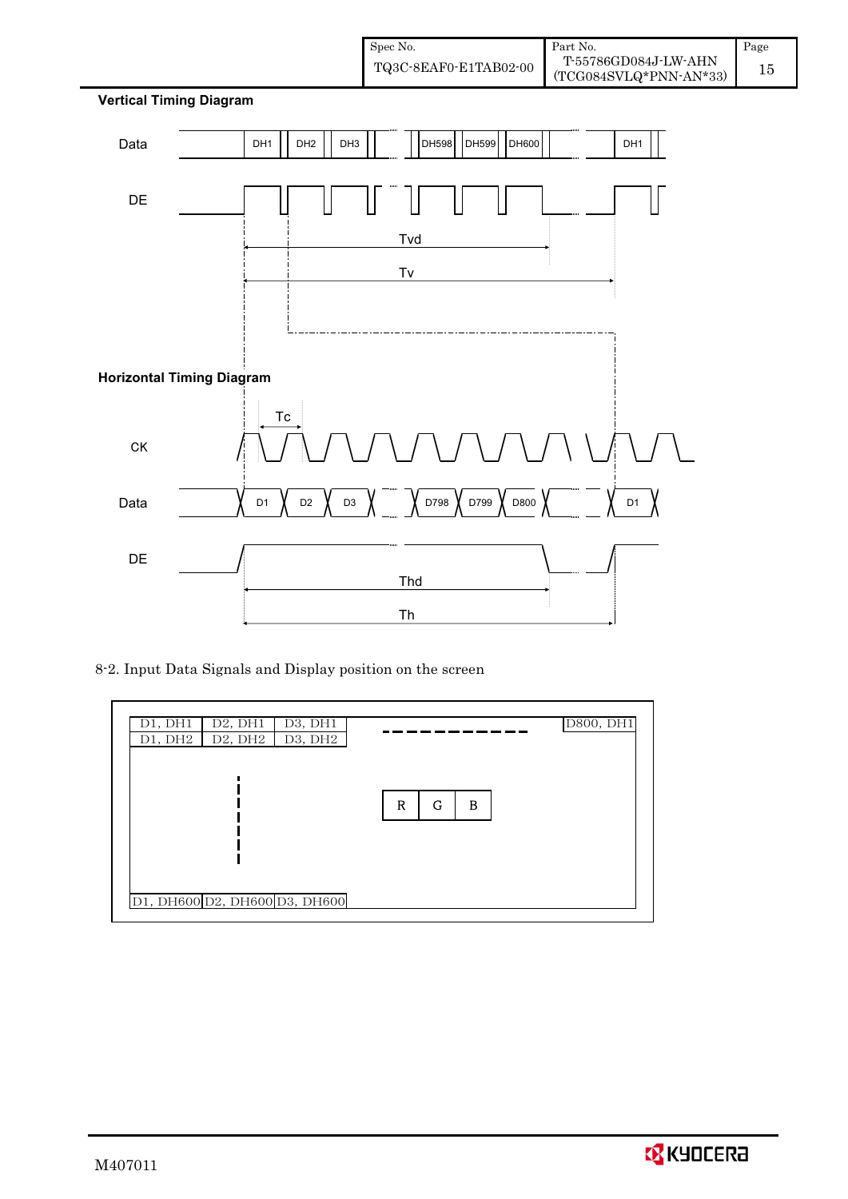**Vertical Timing Diagram**

Data: DH1, DH2, DH3, ..., DH598, DH599, DH600, ..., DH1

DE

Tvd

Tv

**Horizontal Timing Diagram**

Tc

CK

Data: D1, D2, D3, ..., D798, D799, D800, ..., D1

DE

Thd

Th

8-2. Input Data Signals and Display position on the screen

| D1, DH1 | D2, DH1 | D3, DH1 | ---------- | D800, DH1 |
|---|---|---|---|---|
| D1, DH2 | D2, DH2 | D3, DH2 | | |
| ... | | | R G B | |
| D1, DH600 | D2, DH600 | D3, DH600 | | |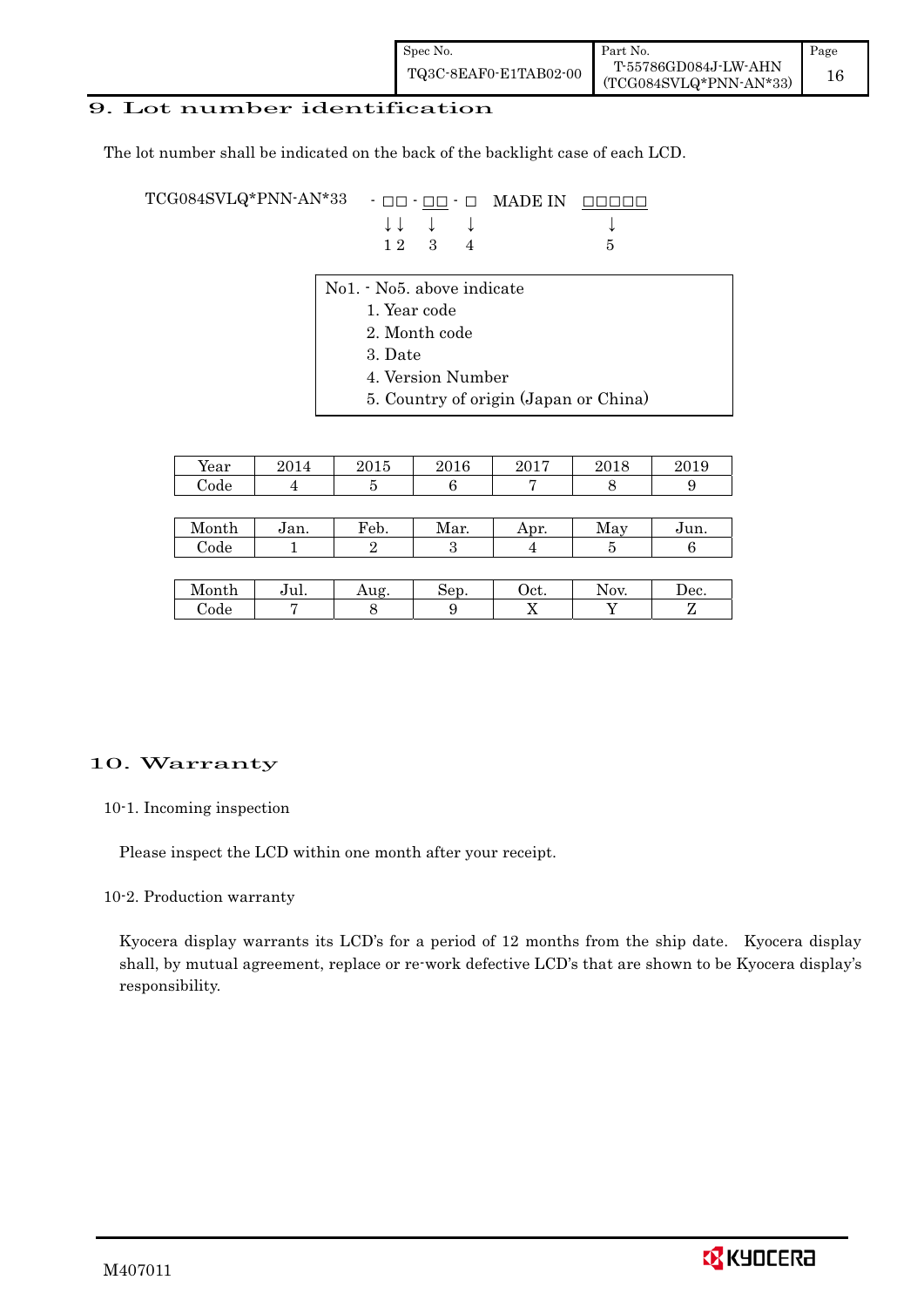## 9. Lot number identification

The lot number shall be indicated on the back of the backlight case of each LCD.

```
TCG084SVLQ*PNN-AN*33   - □□ - □□ - □   MADE IN  □□□□□
                         ↓↓   ↓    ↓               ↓
                         1 2  3    4               5
```

No1. - No5. above indicate
1. Year code
2. Month code
3. Date
4. Version Number
5. Country of origin (Japan or China)

| Year | 2014 | 2015 | 2016 | 2017 | 2018 | 2019 |
|---|---|---|---|---|---|---|
| Code | 4 | 5 | 6 | 7 | 8 | 9 |

| Month | Jan. | Feb. | Mar. | Apr. | May | Jun. |
|---|---|---|---|---|---|---|
| Code | 1 | 2 | 3 | 4 | 5 | 6 |

| Month | Jul. | Aug. | Sep. | Oct. | Nov. | Dec. |
|---|---|---|---|---|---|---|
| Code | 7 | 8 | 9 | X | Y | Z |

## 10. Warranty

### 10-1. Incoming inspection

Please inspect the LCD within one month after your receipt.

### 10-2. Production warranty

Kyocera display warrants its LCD's for a period of 12 months from the ship date. Kyocera display shall, by mutual agreement, replace or re-work defective LCD's that are shown to be Kyocera display's responsibility.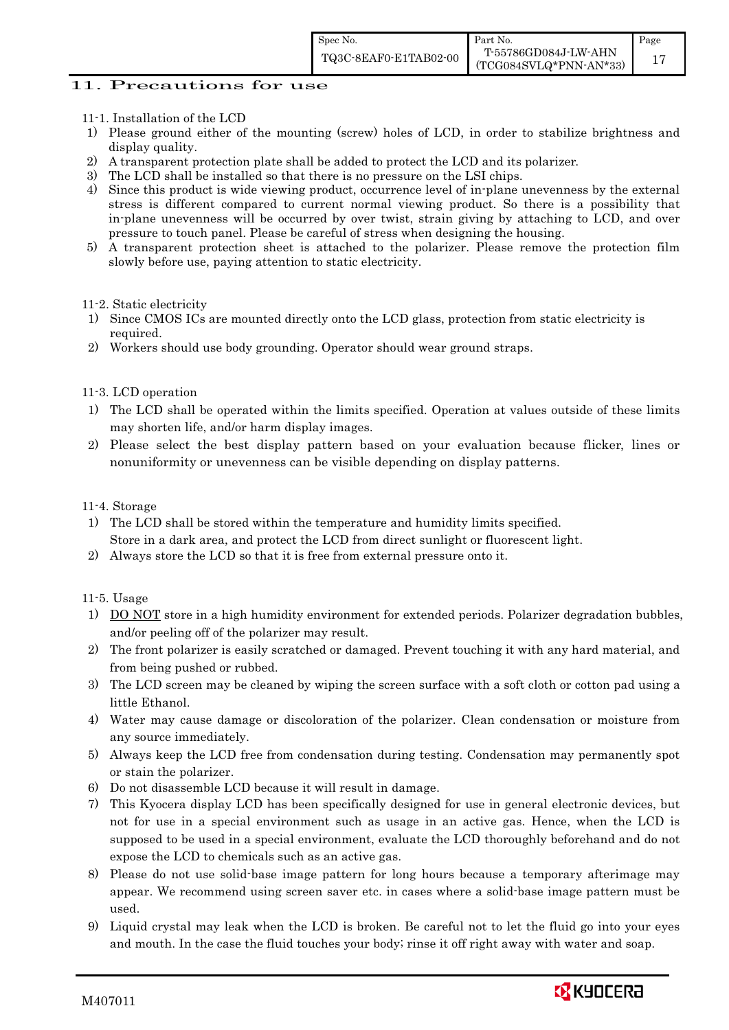# 11. Precautions for use

## 11-1. Installation of the LCD

1) Please ground either of the mounting (screw) holes of LCD, in order to stabilize brightness and display quality.
2) A transparent protection plate shall be added to protect the LCD and its polarizer.
3) The LCD shall be installed so that there is no pressure on the LSI chips.
4) Since this product is wide viewing product, occurrence level of in-plane unevenness by the external stress is different compared to current normal viewing product. So there is a possibility that in-plane unevenness will be occurred by over twist, strain giving by attaching to LCD, and over pressure to touch panel. Please be careful of stress when designing the housing.
5) A transparent protection sheet is attached to the polarizer. Please remove the protection film slowly before use, paying attention to static electricity.

## 11-2. Static electricity

1) Since CMOS ICs are mounted directly onto the LCD glass, protection from static electricity is required.
2) Workers should use body grounding. Operator should wear ground straps.

## 11-3. LCD operation

1) The LCD shall be operated within the limits specified. Operation at values outside of these limits may shorten life, and/or harm display images.
2) Please select the best display pattern based on your evaluation because flicker, lines or nonuniformity or unevenness can be visible depending on display patterns.

## 11-4. Storage

1) The LCD shall be stored within the temperature and humidity limits specified.
   Store in a dark area, and protect the LCD from direct sunlight or fluorescent light.
2) Always store the LCD so that it is free from external pressure onto it.

## 11-5. Usage

1) <u>DO NOT</u> store in a high humidity environment for extended periods. Polarizer degradation bubbles, and/or peeling off of the polarizer may result.
2) The front polarizer is easily scratched or damaged. Prevent touching it with any hard material, and from being pushed or rubbed.
3) The LCD screen may be cleaned by wiping the screen surface with a soft cloth or cotton pad using a little Ethanol.
4) Water may cause damage or discoloration of the polarizer. Clean condensation or moisture from any source immediately.
5) Always keep the LCD free from condensation during testing. Condensation may permanently spot or stain the polarizer.
6) Do not disassemble LCD because it will result in damage.
7) This Kyocera display LCD has been specifically designed for use in general electronic devices, but not for use in a special environment such as usage in an active gas. Hence, when the LCD is supposed to be used in a special environment, evaluate the LCD thoroughly beforehand and do not expose the LCD to chemicals such as an active gas.
8) Please do not use solid-base image pattern for long hours because a temporary afterimage may appear. We recommend using screen saver etc. in cases where a solid-base image pattern must be used.
9) Liquid crystal may leak when the LCD is broken. Be careful not to let the fluid go into your eyes and mouth. In the case the fluid touches your body; rinse it off right away with water and soap.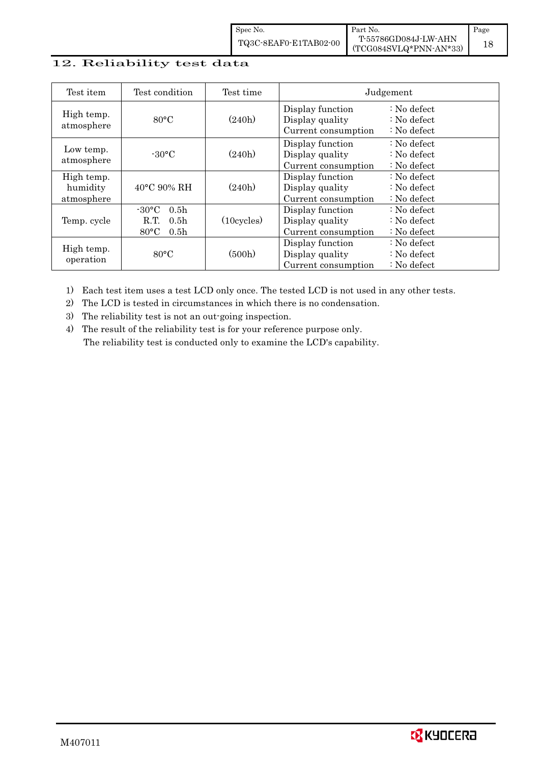## 12. Reliability test data

| Test item | Test condition | Test time | Judgement |
|---|---|---|---|
| High temp. atmosphere | 80°C | (240h) | Display function : No defect<br>Display quality : No defect<br>Current consumption : No defect |
| Low temp. atmosphere | -30°C | (240h) | Display function : No defect<br>Display quality : No defect<br>Current consumption : No defect |
| High temp. humidity atmosphere | 40°C 90% RH | (240h) | Display function : No defect<br>Display quality : No defect<br>Current consumption : No defect |
| Temp. cycle | -30°C 0.5h<br>R.T. 0.5h<br>80°C 0.5h | (10cycles) | Display function : No defect<br>Display quality : No defect<br>Current consumption : No defect |
| High temp. operation | 80°C | (500h) | Display function : No defect<br>Display quality : No defect<br>Current consumption : No defect |

1) Each test item uses a test LCD only once. The tested LCD is not used in any other tests.
2) The LCD is tested in circumstances in which there is no condensation.
3) The reliability test is not an out-going inspection.
4) The result of the reliability test is for your reference purpose only.
   The reliability test is conducted only to examine the LCD's capability.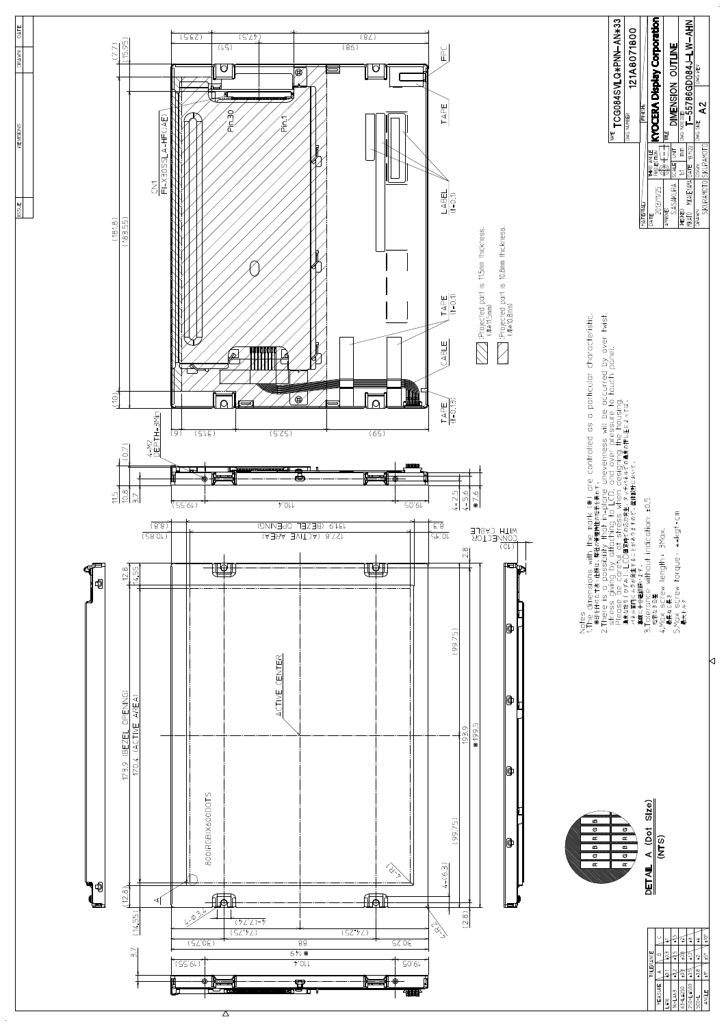Notes

1. The dimensions with the mark (●) are controlled as a particular characteristic.
   ●印を付けた寸法：依頼は、特性が管理特性を指示を意味します。
2. There is a possibility that in-plane unevenness will be occurred by over twist, stress giving uniformly to LCD, and over pressure to touch panel. Please be careful of stress when designing the housing.
   画像劣化（ひずみ）、LCD固定時での応力発生、タッチパネルでの過度の押圧などによって、面内ムラが発生することがありますので、筐体設計にはご留意ください。
3. Tolerance without indication: ±0.5
   指示なき公差
4. Max screw length: 3Max.
   最長ねじ長さ
5. Max screw torque: ※※kgf・cm
   最大トルク

- Projected part is 11.5mm thickness. (厚さ11.5mm)
- Projected part is 10.8mm thickness. (厚さ10.8mm)

DETAIL A (Dot Size) (NTS)

800(RGB)X600DOTS

ACTIVE CENTER

173.9 (BEZEL OPENING)
170.4 (ACTIVE AREA)
131.9 (BEZEL OPENING)
127.8 (ACTIVE AREA)

CN1 FI-X30SSLA-HF(JAE)

4-M2 DEPTH-3Min

CONNECTOR WITH CABLE

LABEL (t=0.1)
TAPE (t=0.1)
TAPE (t=0.13)
CABLE
FPC

| TOLERANCE | | | |
|---|---|---|---|
| MEASURE | A | B | C |
| L≤6 | ±0.1 | ±0.1 | ±1 |
| 6<L≤30 | ±0.2 | ±0.3 | ±1.5 |
| 30<L≤120 | ±0.3 | ±0.5 | ±2 |
| 120<L≤315 | ±0.5 | ±0.8 | ±3 |
| 315<L | ±1 | ±1.2 | ±4 |
| ANGLE | ±1° | ±2° | ±3° |

| | |
|---|---|
| NAME | TCG084SVLQ*PNN-AN*33 |
| DWG NUMBER | 121A8071800 |
| FINISH | |
| MATERIAL | |
| DATE | 2019/11/25 |
| APPROVED | S.ASAKURA |
| CHECKED | |
| DESIGN | MIYAUCHI / MAEYAMA |
| DRAWN | SUKURAMOTO / SUKURAMOTO |
| THIRD ANGLE PROJECTION | |
| SCALE | 1:1 |
| UNIT | mm |
| DATE | 19.11.22 |
| | KYOCERA Display Corporation |
| TITLE | DIMENSION OUTLINE |
| DWG NO. | T-55786GD084J-LW-AHN |
| DWG SIZE | A2 |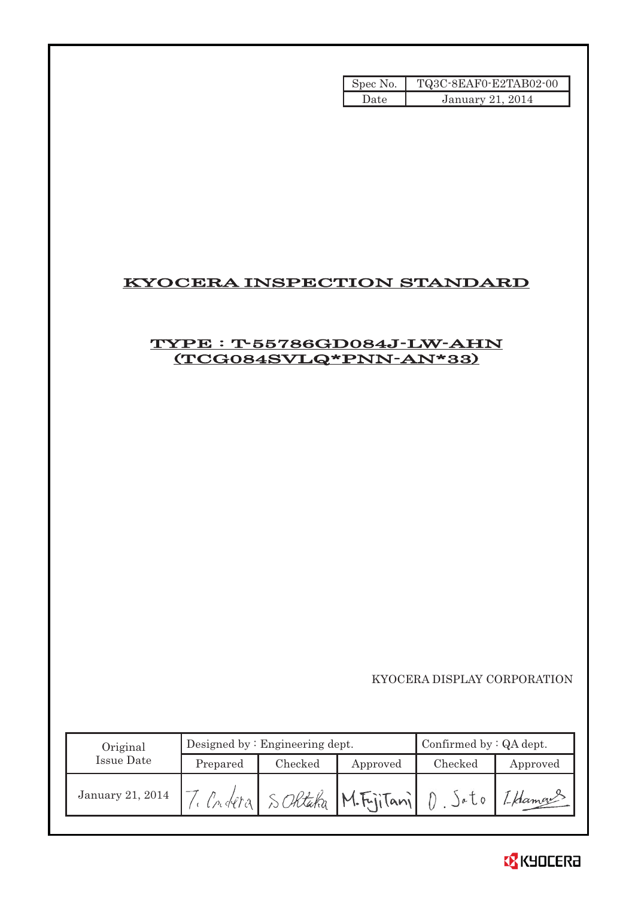| Spec No. | TQ3C-8EAF0-E2TAB02-00 |
| --- | --- |
| Date | January 21, 2014 |

# KYOCERA INSPECTION STANDARD

## TYPE : T-55786GD084J-LW-AHN (TCG084SVLQ*PNN-AN*33)

KYOCERA DISPLAY CORPORATION

| Original Issue Date | Designed by : Engineering dept. | | | Confirmed by : QA dept. | |
| --- | --- | --- | --- | --- | --- |
| | Prepared | Checked | Approved | Checked | Approved |
| January 21, 2014 | T. Ondera | S.Ohtaka | M.Fujitani | O. Sato | I.Hamano |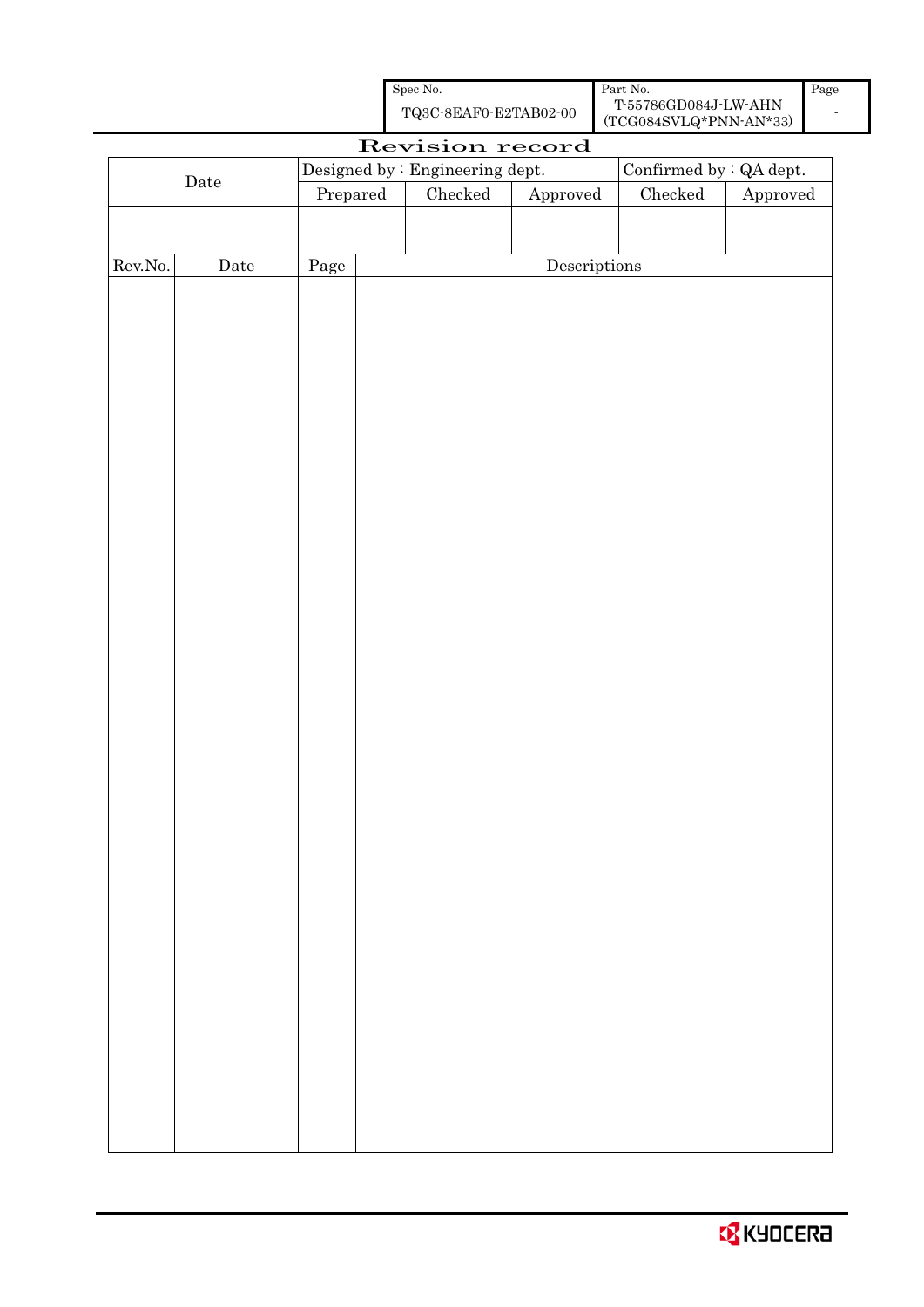| Spec No. | Part No. | Page |
|---|---|---|
| TQ3C-8EAF0-E2TAB02-00 | T-55786GD084J-LW-AHN (TCG084SVLQ*PNN-AN*33) | - |

# Revision record

| Date | Designed by : Engineering dept. | | | Confirmed by : QA dept. | |
|---|---|---|---|---|---|
| | Prepared | Checked | Approved | Checked | Approved |
| | | | | | |

| Rev.No. | Date | Page | Descriptions |
|---|---|---|---|
| | | | |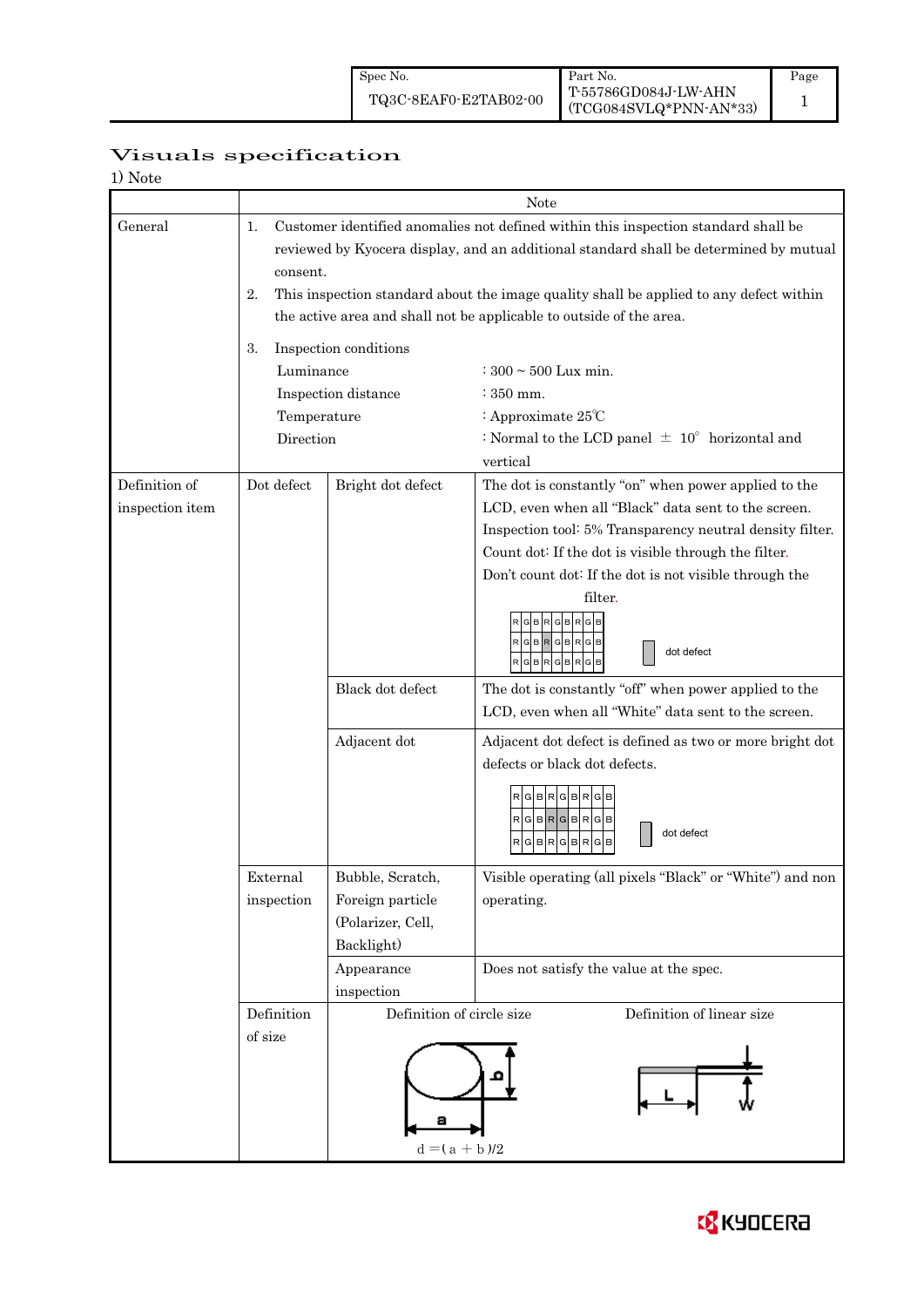| Spec No. | Part No. | Page |
|---|---|---|
| TQ3C-8EAF0-E2TAB02-00 | T-55786GD084J-LW-AHN (TCG084SVLQ*PNN-AN*33) | 1 |

# Visuals specification

1) Note

| | | | Note |
|---|---|---|---|
| General | 1. Customer identified anomalies not defined within this inspection standard shall be reviewed by Kyocera display, and an additional standard shall be determined by mutual consent.<br>2. This inspection standard about the image quality shall be applied to any defect within the active area and shall not be applicable to outside of the area.<br>3. Inspection conditions<br>Luminance : 300 ~ 500 Lux min.<br>Inspection distance : 350 mm.<br>Temperature : Approximate 25℃<br>Direction : Normal to the LCD panel ± 10° horizontal and vertical | | |
| Definition of inspection item | Dot defect | Bright dot defect | The dot is constantly "on" when power applied to the LCD, even when all "Black" data sent to the screen.<br>Inspection tool: 5% Transparency neutral density filter.<br>Count dot: If the dot is visible through the filter.<br>Don't count dot: If the dot is not visible through the filter.<br>RGBRGBRGB / RGBRGBRGB / RGBRGBRGB — dot defect |
| | | Black dot defect | The dot is constantly "off" when power applied to the LCD, even when all "White" data sent to the screen. |
| | | Adjacent dot | Adjacent dot defect is defined as two or more bright dot defects or black dot defects.<br>RGBRGBRGB / RGBRGBRGB / RGBRGBRGB — dot defect |
| | External inspection | Bubble, Scratch, Foreign particle (Polarizer, Cell, Backlight) | Visible operating (all pixels "Black" or "White") and non operating. |
| | | Appearance inspection | Does not satisfy the value at the spec. |
| | Definition of size | Definition of circle size<br>$d = (a + b)/2$ | Definition of linear size<br>L, W |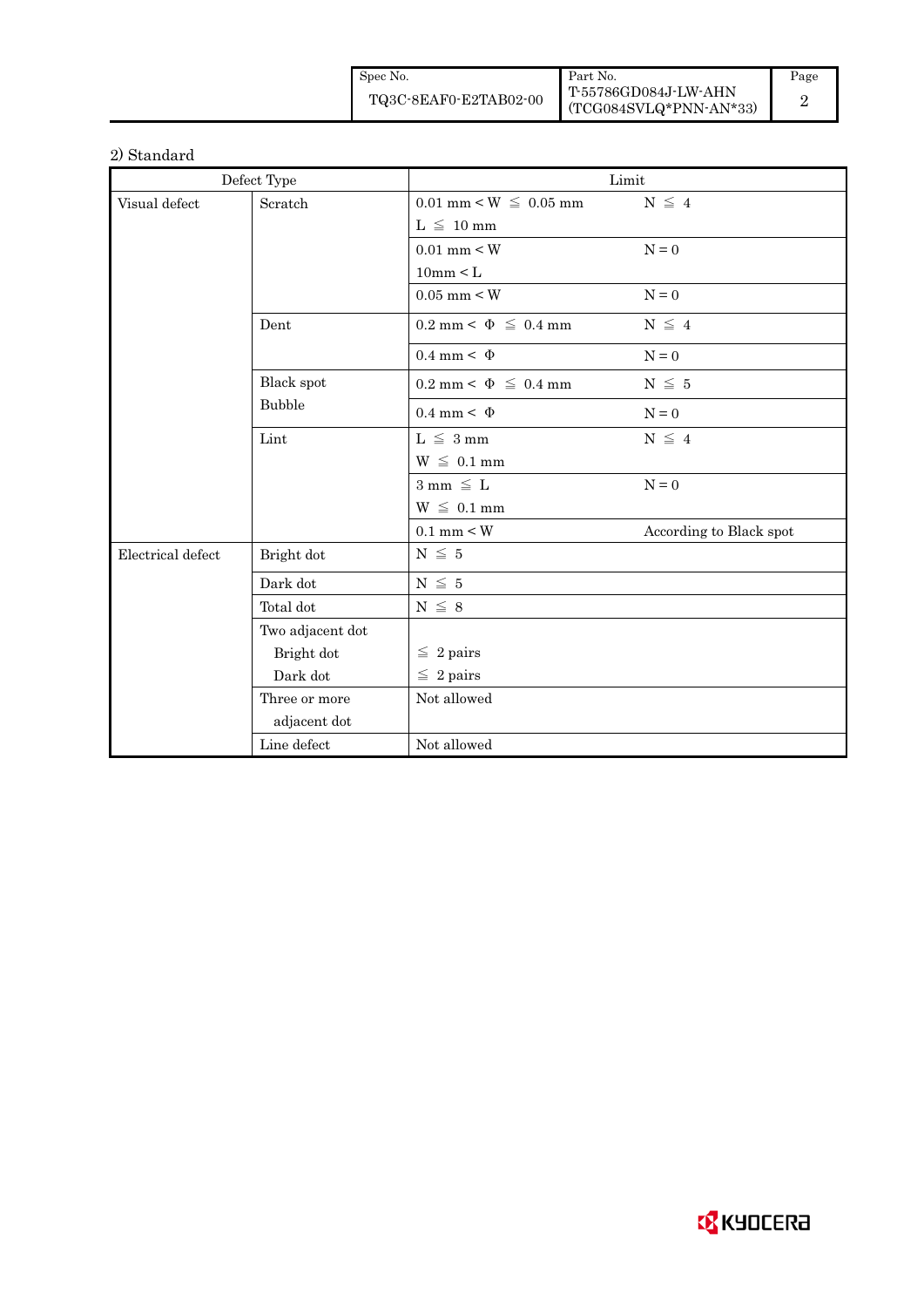2) Standard

| Defect Type | | Limit | |
|---|---|---|---|
| Visual defect | Scratch | 0.01 mm < W ≦ 0.05 mm<br>L ≦ 10 mm | N ≦ 4 |
| | | 0.01 mm < W<br>10mm < L | N = 0 |
| | | 0.05 mm < W | N = 0 |
| | Dent | 0.2 mm < Φ ≦ 0.4 mm | N ≦ 4 |
| | | 0.4 mm < Φ | N = 0 |
| | Black spot<br>Bubble | 0.2 mm < Φ ≦ 0.4 mm | N ≦ 5 |
| | | 0.4 mm < Φ | N = 0 |
| | Lint | L ≦ 3 mm<br>W ≦ 0.1 mm | N ≦ 4 |
| | | 3 mm ≦ L<br>W ≦ 0.1 mm | N = 0 |
| | | 0.1 mm < W | According to Black spot |
| Electrical defect | Bright dot | N ≦ 5 | |
| | Dark dot | N ≦ 5 | |
| | Total dot | N ≦ 8 | |
| | Two adjacent dot<br>Bright dot<br>Dark dot | <br>≦ 2 pairs<br>≦ 2 pairs | |
| | Three or more adjacent dot | Not allowed | |
| | Line defect | Not allowed | |